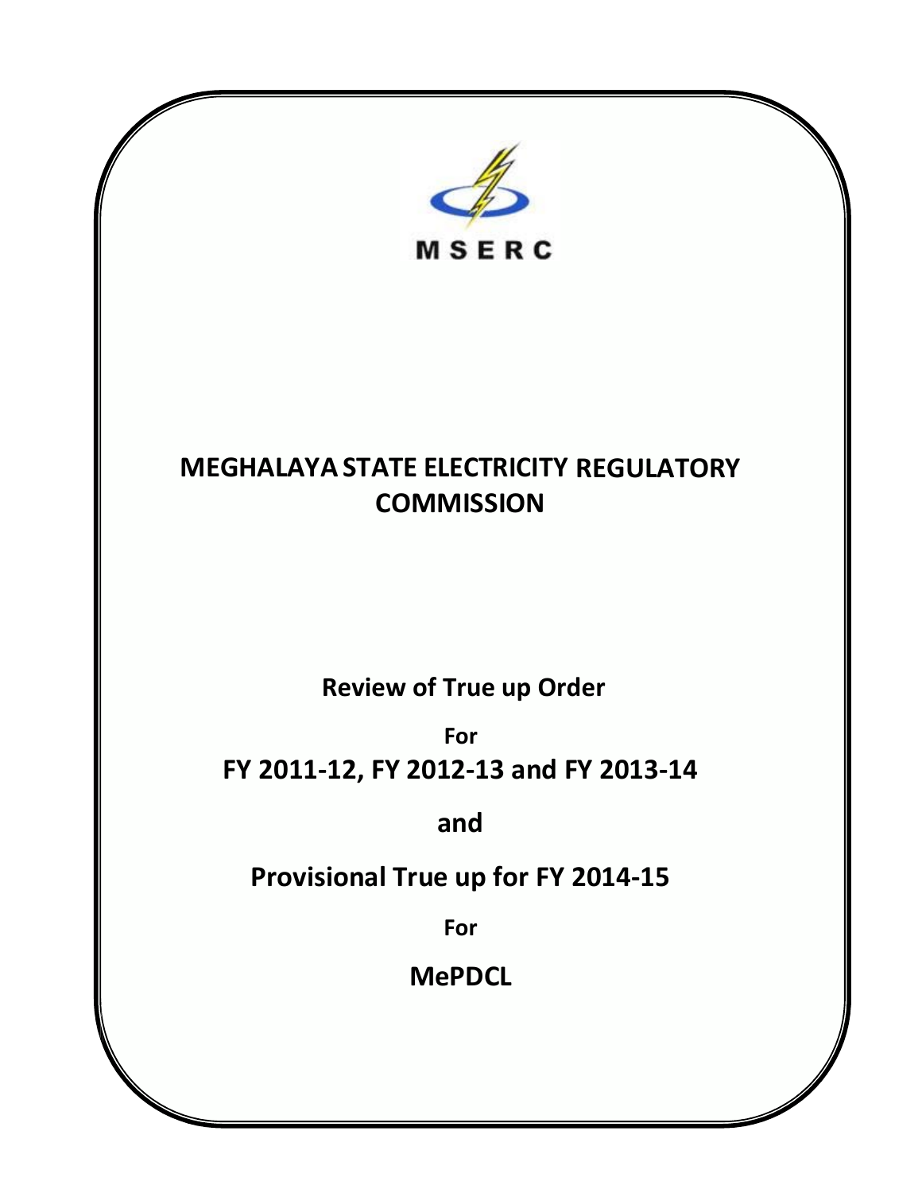MSERC

# MEGHALAYA STATE ELECTRICITY REGULATORY COMMISSION

## Review of True up Order

**For**

## FY 2011-12, FY 2012-13 and FY 2013-14

## and

## Provisional True up for FY 2014-15

**For**

## MePDCL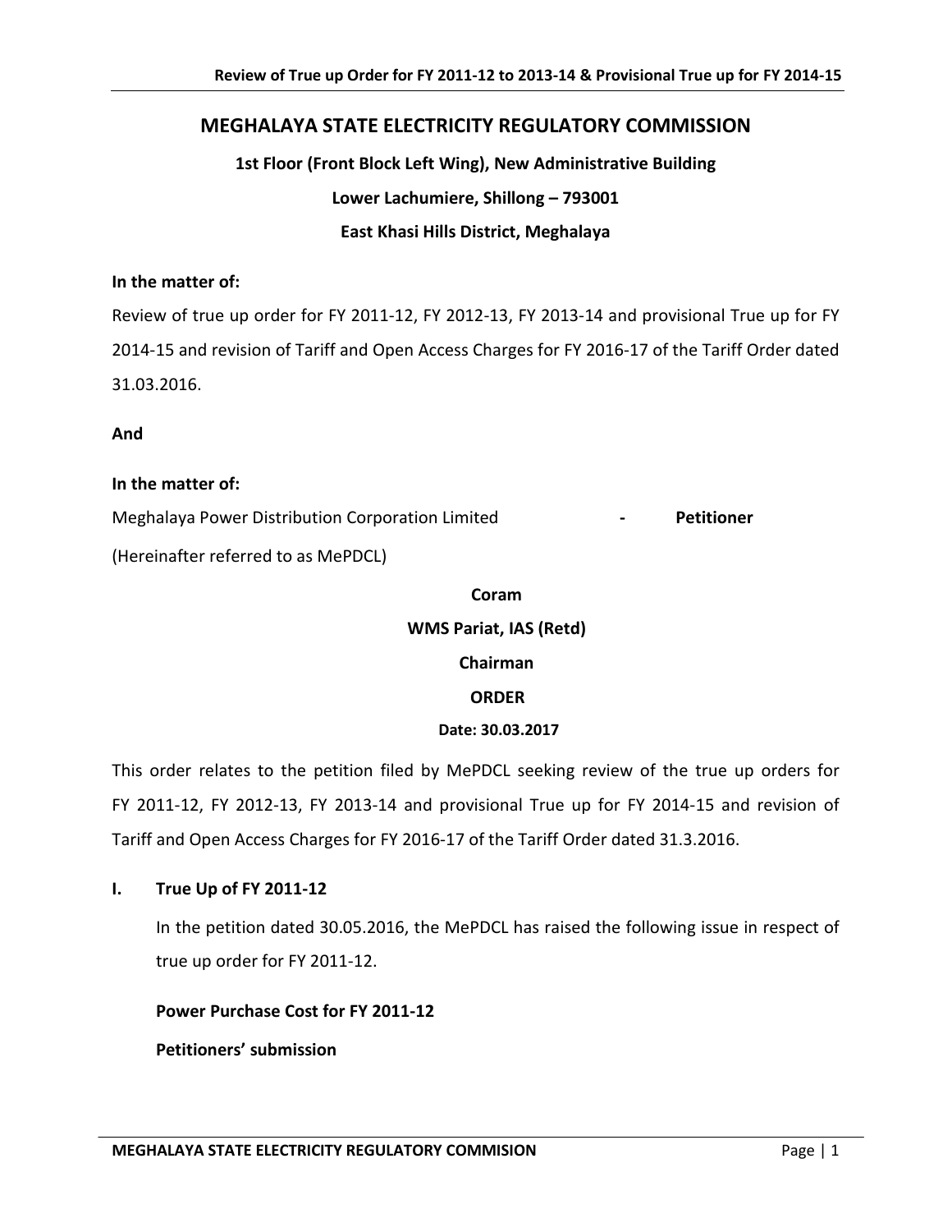# MEGHALAYA STATE ELECTRICITY REGULATORY COMMISSION

**1st Floor (Front Block Left Wing), New Administrative Building**

**Lower Lachumiere, Shillong – 793001**

**East Khasi Hills District, Meghalaya**

**In the matter of:**

Review of true up order for FY 2011-12, FY 2012-13, FY 2013-14 and provisional True up for FY 2014-15 and revision of Tariff and Open Access Charges for FY 2016-17 of the Tariff Order dated 31.03.2016.

**And**

**In the matter of:**

Meghalaya Power Distribution Corporation Limited - **Petitioner**

(Hereinafter referred to as MePDCL)

**Coram**

**WMS Pariat, IAS (Retd)**

**Chairman**

**ORDER**

**Date: 30.03.2017**

This order relates to the petition filed by MePDCL seeking review of the true up orders for FY 2011-12, FY 2012-13, FY 2013-14 and provisional True up for FY 2014-15 and revision of Tariff and Open Access Charges for FY 2016-17 of the Tariff Order dated 31.3.2016.

## I. True Up of FY 2011-12

In the petition dated 30.05.2016, the MePDCL has raised the following issue in respect of true up order for FY 2011-12.

**Power Purchase Cost for FY 2011-12**

**Petitioners' submission**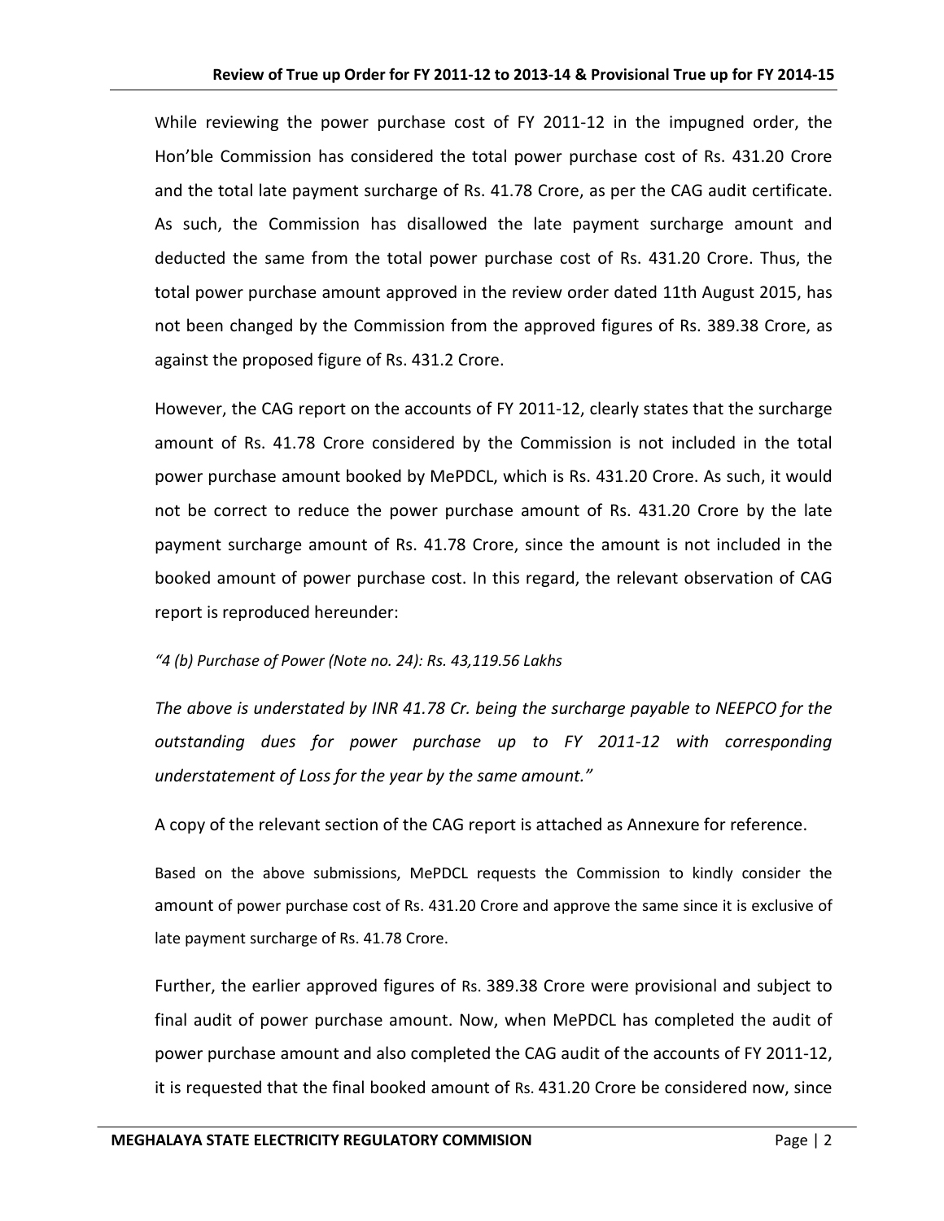While reviewing the power purchase cost of FY 2011-12 in the impugned order, the Hon'ble Commission has considered the total power purchase cost of Rs. 431.20 Crore and the total late payment surcharge of Rs. 41.78 Crore, as per the CAG audit certificate. As such, the Commission has disallowed the late payment surcharge amount and deducted the same from the total power purchase cost of Rs. 431.20 Crore. Thus, the total power purchase amount approved in the review order dated 11th August 2015, has not been changed by the Commission from the approved figures of Rs. 389.38 Crore, as against the proposed figure of Rs. 431.2 Crore.

However, the CAG report on the accounts of FY 2011-12, clearly states that the surcharge amount of Rs. 41.78 Crore considered by the Commission is not included in the total power purchase amount booked by MePDCL, which is Rs. 431.20 Crore. As such, it would not be correct to reduce the power purchase amount of Rs. 431.20 Crore by the late payment surcharge amount of Rs. 41.78 Crore, since the amount is not included in the booked amount of power purchase cost. In this regard, the relevant observation of CAG report is reproduced hereunder:

*"4 (b) Purchase of Power (Note no. 24): Rs. 43,119.56 Lakhs*

*The above is understated by INR 41.78 Cr. being the surcharge payable to NEEPCO for the outstanding dues for power purchase up to FY 2011-12 with corresponding understatement of Loss for the year by the same amount."*

A copy of the relevant section of the CAG report is attached as Annexure for reference.

Based on the above submissions, MePDCL requests the Commission to kindly consider the amount of power purchase cost of Rs. 431.20 Crore and approve the same since it is exclusive of late payment surcharge of Rs. 41.78 Crore.

Further, the earlier approved figures of Rs. 389.38 Crore were provisional and subject to final audit of power purchase amount. Now, when MePDCL has completed the audit of power purchase amount and also completed the CAG audit of the accounts of FY 2011-12, it is requested that the final booked amount of Rs. 431.20 Crore be considered now, since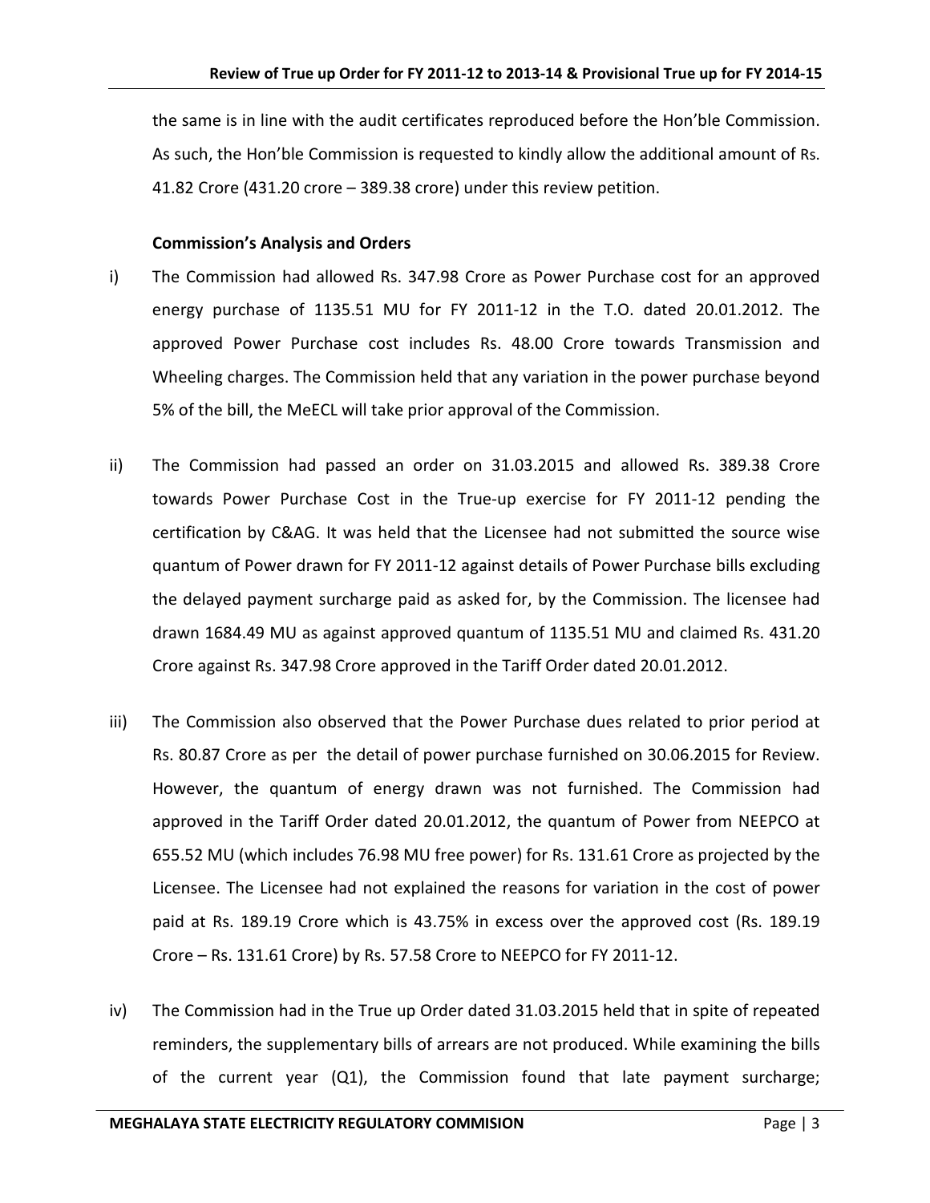the same is in line with the audit certificates reproduced before the Hon'ble Commission. As such, the Hon'ble Commission is requested to kindly allow the additional amount of Rs. 41.82 Crore (431.20 crore – 389.38 crore) under this review petition.

**Commission's Analysis and Orders**

i) The Commission had allowed Rs. 347.98 Crore as Power Purchase cost for an approved energy purchase of 1135.51 MU for FY 2011-12 in the T.O. dated 20.01.2012. The approved Power Purchase cost includes Rs. 48.00 Crore towards Transmission and Wheeling charges. The Commission held that any variation in the power purchase beyond 5% of the bill, the MeECL will take prior approval of the Commission.

ii) The Commission had passed an order on 31.03.2015 and allowed Rs. 389.38 Crore towards Power Purchase Cost in the True-up exercise for FY 2011-12 pending the certification by C&AG. It was held that the Licensee had not submitted the source wise quantum of Power drawn for FY 2011-12 against details of Power Purchase bills excluding the delayed payment surcharge paid as asked for, by the Commission. The licensee had drawn 1684.49 MU as against approved quantum of 1135.51 MU and claimed Rs. 431.20 Crore against Rs. 347.98 Crore approved in the Tariff Order dated 20.01.2012.

iii) The Commission also observed that the Power Purchase dues related to prior period at Rs. 80.87 Crore as per the detail of power purchase furnished on 30.06.2015 for Review. However, the quantum of energy drawn was not furnished. The Commission had approved in the Tariff Order dated 20.01.2012, the quantum of Power from NEEPCO at 655.52 MU (which includes 76.98 MU free power) for Rs. 131.61 Crore as projected by the Licensee. The Licensee had not explained the reasons for variation in the cost of power paid at Rs. 189.19 Crore which is 43.75% in excess over the approved cost (Rs. 189.19 Crore – Rs. 131.61 Crore) by Rs. 57.58 Crore to NEEPCO for FY 2011-12.

iv) The Commission had in the True up Order dated 31.03.2015 held that in spite of repeated reminders, the supplementary bills of arrears are not produced. While examining the bills of the current year (Q1), the Commission found that late payment surcharge;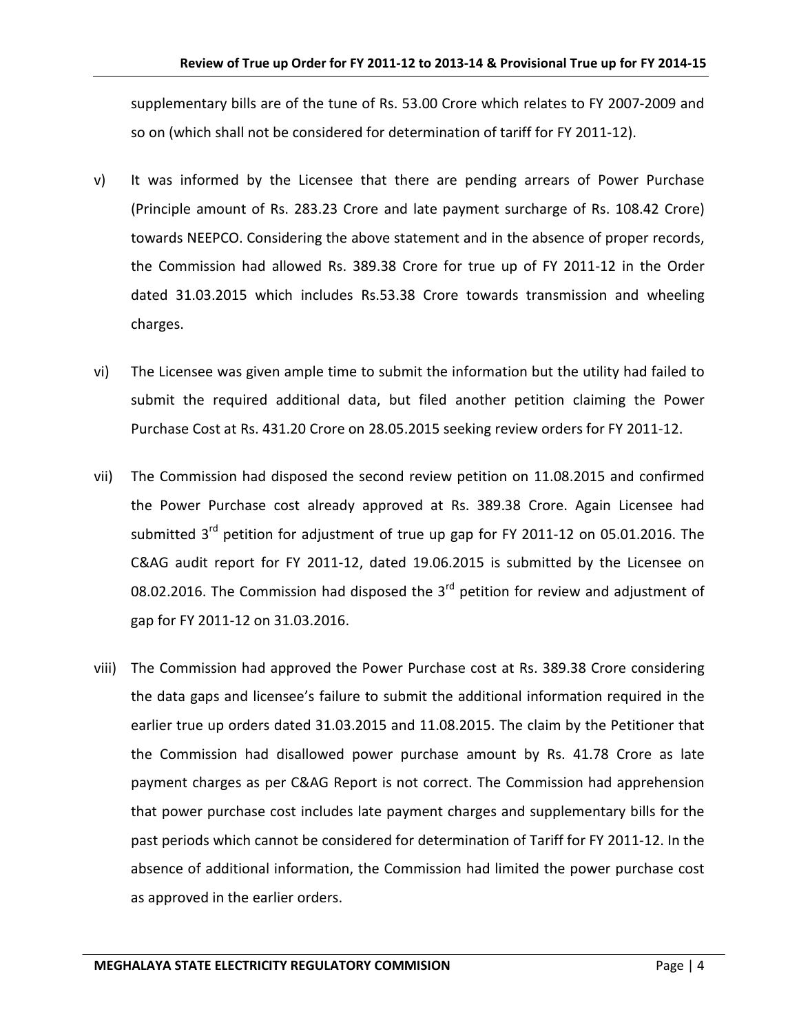supplementary bills are of the tune of Rs. 53.00 Crore which relates to FY 2007-2009 and so on (which shall not be considered for determination of tariff for FY 2011-12).

v) It was informed by the Licensee that there are pending arrears of Power Purchase (Principle amount of Rs. 283.23 Crore and late payment surcharge of Rs. 108.42 Crore) towards NEEPCO. Considering the above statement and in the absence of proper records, the Commission had allowed Rs. 389.38 Crore for true up of FY 2011-12 in the Order dated 31.03.2015 which includes Rs.53.38 Crore towards transmission and wheeling charges.

vi) The Licensee was given ample time to submit the information but the utility had failed to submit the required additional data, but filed another petition claiming the Power Purchase Cost at Rs. 431.20 Crore on 28.05.2015 seeking review orders for FY 2011-12.

vii) The Commission had disposed the second review petition on 11.08.2015 and confirmed the Power Purchase cost already approved at Rs. 389.38 Crore. Again Licensee had submitted 3rd petition for adjustment of true up gap for FY 2011-12 on 05.01.2016. The C&AG audit report for FY 2011-12, dated 19.06.2015 is submitted by the Licensee on 08.02.2016. The Commission had disposed the 3rd petition for review and adjustment of gap for FY 2011-12 on 31.03.2016.

viii) The Commission had approved the Power Purchase cost at Rs. 389.38 Crore considering the data gaps and licensee's failure to submit the additional information required in the earlier true up orders dated 31.03.2015 and 11.08.2015. The claim by the Petitioner that the Commission had disallowed power purchase amount by Rs. 41.78 Crore as late payment charges as per C&AG Report is not correct. The Commission had apprehension that power purchase cost includes late payment charges and supplementary bills for the past periods which cannot be considered for determination of Tariff for FY 2011-12. In the absence of additional information, the Commission had limited the power purchase cost as approved in the earlier orders.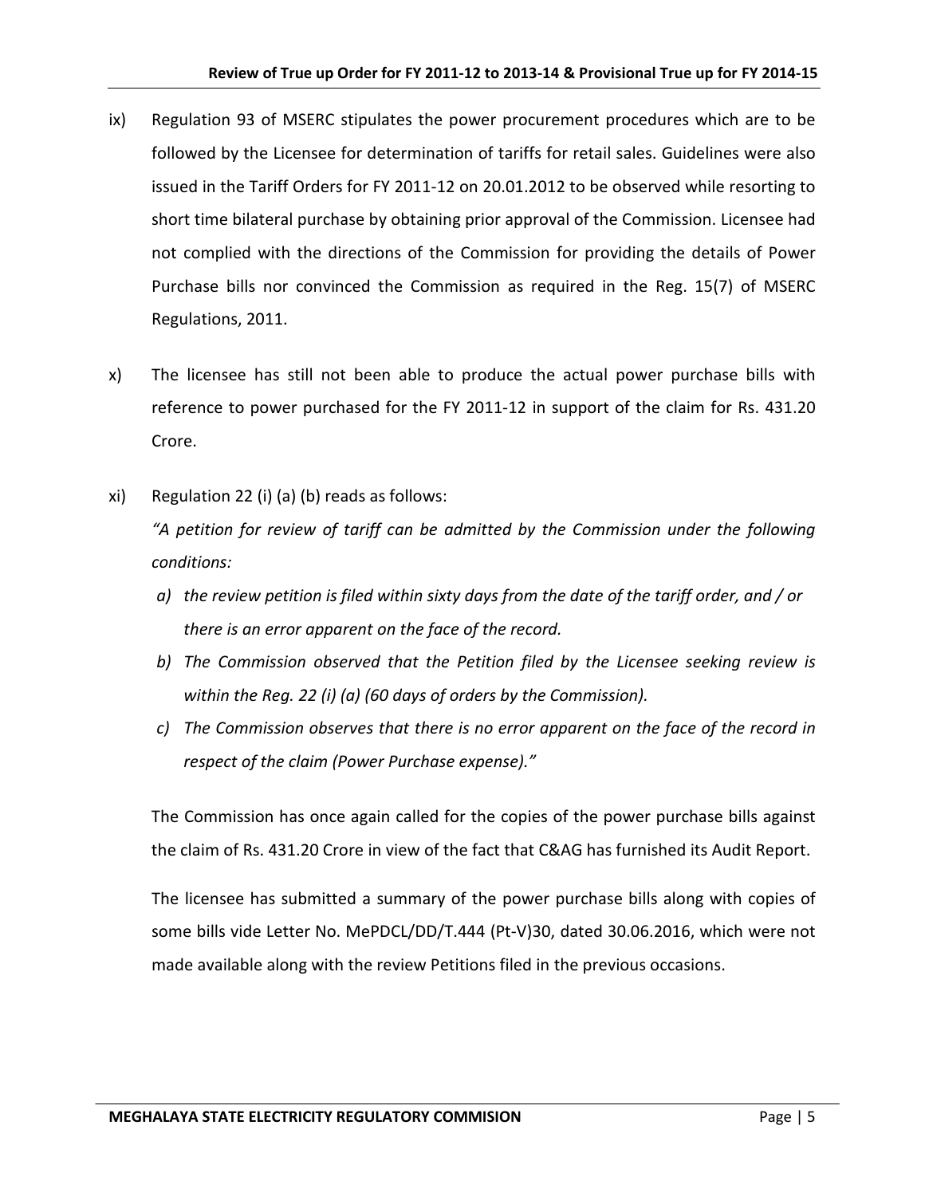ix) Regulation 93 of MSERC stipulates the power procurement procedures which are to be followed by the Licensee for determination of tariffs for retail sales. Guidelines were also issued in the Tariff Orders for FY 2011-12 on 20.01.2012 to be observed while resorting to short time bilateral purchase by obtaining prior approval of the Commission. Licensee had not complied with the directions of the Commission for providing the details of Power Purchase bills nor convinced the Commission as required in the Reg. 15(7) of MSERC Regulations, 2011.

x) The licensee has still not been able to produce the actual power purchase bills with reference to power purchased for the FY 2011-12 in support of the claim for Rs. 431.20 Crore.

xi) Regulation 22 (i) (a) (b) reads as follows:

*"A petition for review of tariff can be admitted by the Commission under the following conditions:*

*a) the review petition is filed within sixty days from the date of the tariff order, and / or there is an error apparent on the face of the record.*

*b) The Commission observed that the Petition filed by the Licensee seeking review is within the Reg. 22 (i) (a) (60 days of orders by the Commission).*

*c) The Commission observes that there is no error apparent on the face of the record in respect of the claim (Power Purchase expense)."*

The Commission has once again called for the copies of the power purchase bills against the claim of Rs. 431.20 Crore in view of the fact that C&AG has furnished its Audit Report.

The licensee has submitted a summary of the power purchase bills along with copies of some bills vide Letter No. MePDCL/DD/T.444 (Pt-V)30, dated 30.06.2016, which were not made available along with the review Petitions filed in the previous occasions.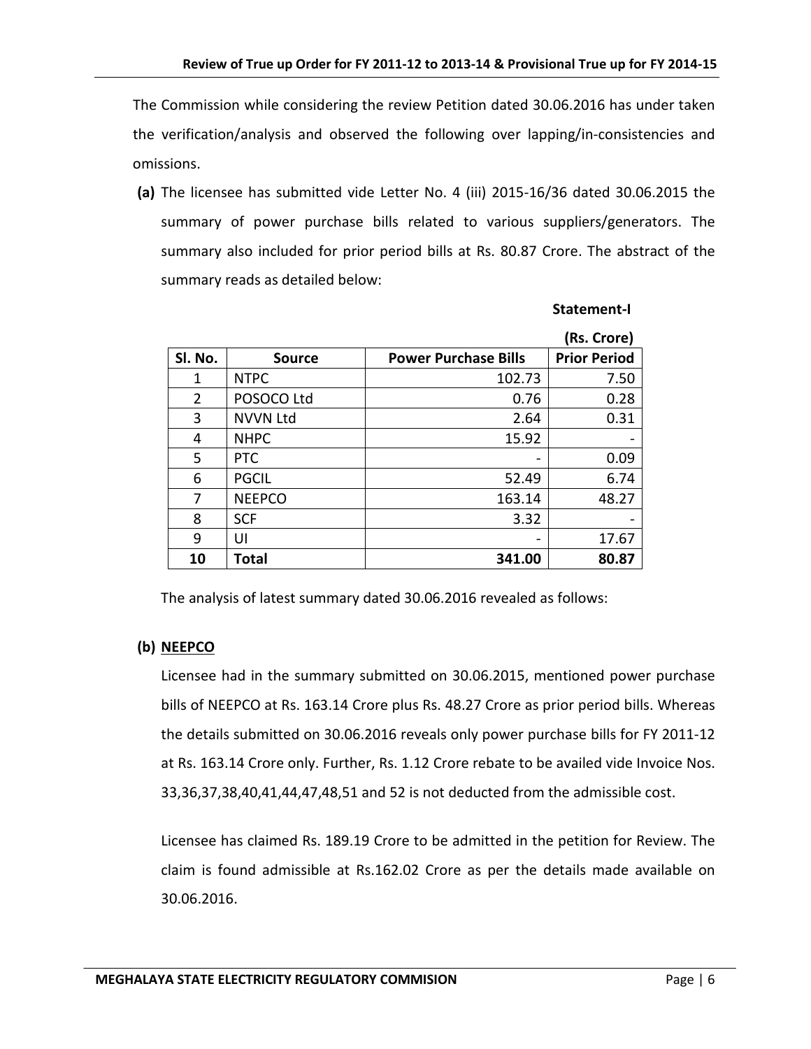The Commission while considering the review Petition dated 30.06.2016 has under taken the verification/analysis and observed the following over lapping/in-consistencies and omissions.

**(a)** The licensee has submitted vide Letter No. 4 (iii) 2015-16/36 dated 30.06.2015 the summary of power purchase bills related to various suppliers/generators. The summary also included for prior period bills at Rs. 80.87 Crore. The abstract of the summary reads as detailed below:

**Statement-I**

**(Rs. Crore)**

| Sl. No. | Source | Power Purchase Bills | Prior Period |
|---|---|---|---|
| 1 | NTPC | 102.73 | 7.50 |
| 2 | POSOCO Ltd | 0.76 | 0.28 |
| 3 | NVVN Ltd | 2.64 | 0.31 |
| 4 | NHPC | 15.92 | - |
| 5 | PTC | - | 0.09 |
| 6 | PGCIL | 52.49 | 6.74 |
| 7 | NEEPCO | 163.14 | 48.27 |
| 8 | SCF | 3.32 | - |
| 9 | UI | - | 17.67 |
| **10** | **Total** | **341.00** | **80.87** |

The analysis of latest summary dated 30.06.2016 revealed as follows:

**(b) <u>NEEPCO</u>**

Licensee had in the summary submitted on 30.06.2015, mentioned power purchase bills of NEEPCO at Rs. 163.14 Crore plus Rs. 48.27 Crore as prior period bills. Whereas the details submitted on 30.06.2016 reveals only power purchase bills for FY 2011-12 at Rs. 163.14 Crore only. Further, Rs. 1.12 Crore rebate to be availed vide Invoice Nos. 33,36,37,38,40,41,44,47,48,51 and 52 is not deducted from the admissible cost.

Licensee has claimed Rs. 189.19 Crore to be admitted in the petition for Review. The claim is found admissible at Rs.162.02 Crore as per the details made available on 30.06.2016.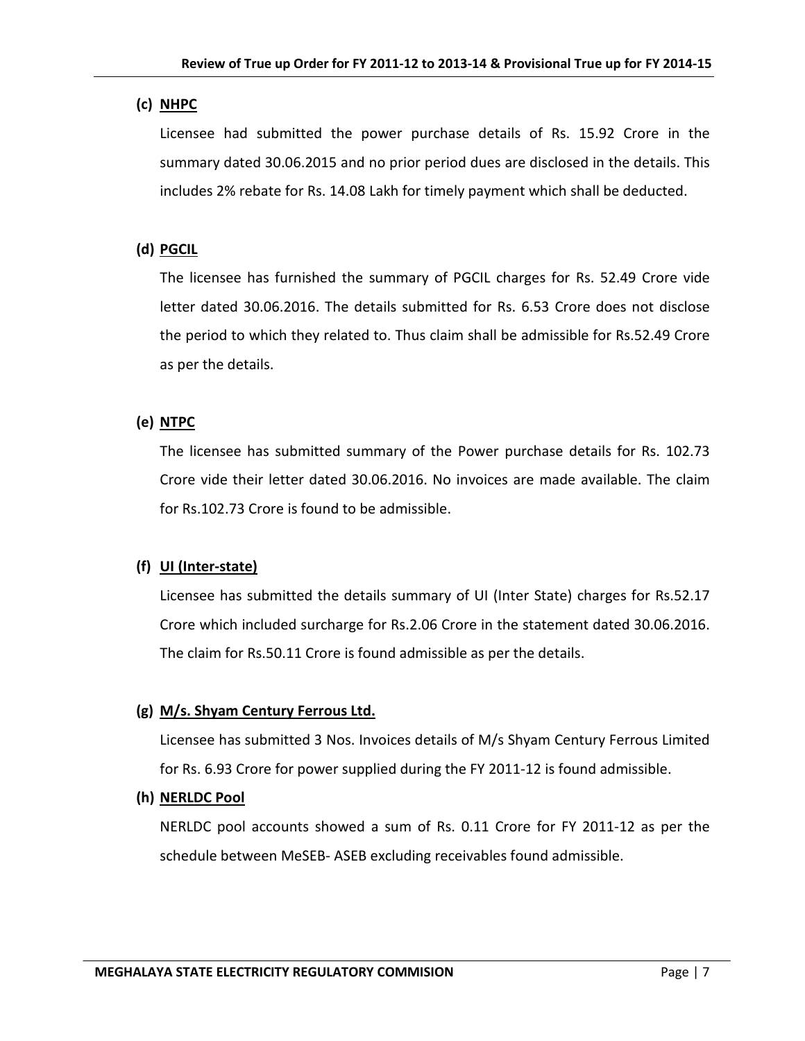**(c) NHPC**

Licensee had submitted the power purchase details of Rs. 15.92 Crore in the summary dated 30.06.2015 and no prior period dues are disclosed in the details. This includes 2% rebate for Rs. 14.08 Lakh for timely payment which shall be deducted.

**(d) PGCIL**

The licensee has furnished the summary of PGCIL charges for Rs. 52.49 Crore vide letter dated 30.06.2016. The details submitted for Rs. 6.53 Crore does not disclose the period to which they related to. Thus claim shall be admissible for Rs.52.49 Crore as per the details.

**(e) NTPC**

The licensee has submitted summary of the Power purchase details for Rs. 102.73 Crore vide their letter dated 30.06.2016. No invoices are made available. The claim for Rs.102.73 Crore is found to be admissible.

**(f) UI (Inter-state)**

Licensee has submitted the details summary of UI (Inter State) charges for Rs.52.17 Crore which included surcharge for Rs.2.06 Crore in the statement dated 30.06.2016. The claim for Rs.50.11 Crore is found admissible as per the details.

**(g) M/s. Shyam Century Ferrous Ltd.**

Licensee has submitted 3 Nos. Invoices details of M/s Shyam Century Ferrous Limited for Rs. 6.93 Crore for power supplied during the FY 2011-12 is found admissible.

**(h) NERLDC Pool**

NERLDC pool accounts showed a sum of Rs. 0.11 Crore for FY 2011-12 as per the schedule between MeSEB- ASEB excluding receivables found admissible.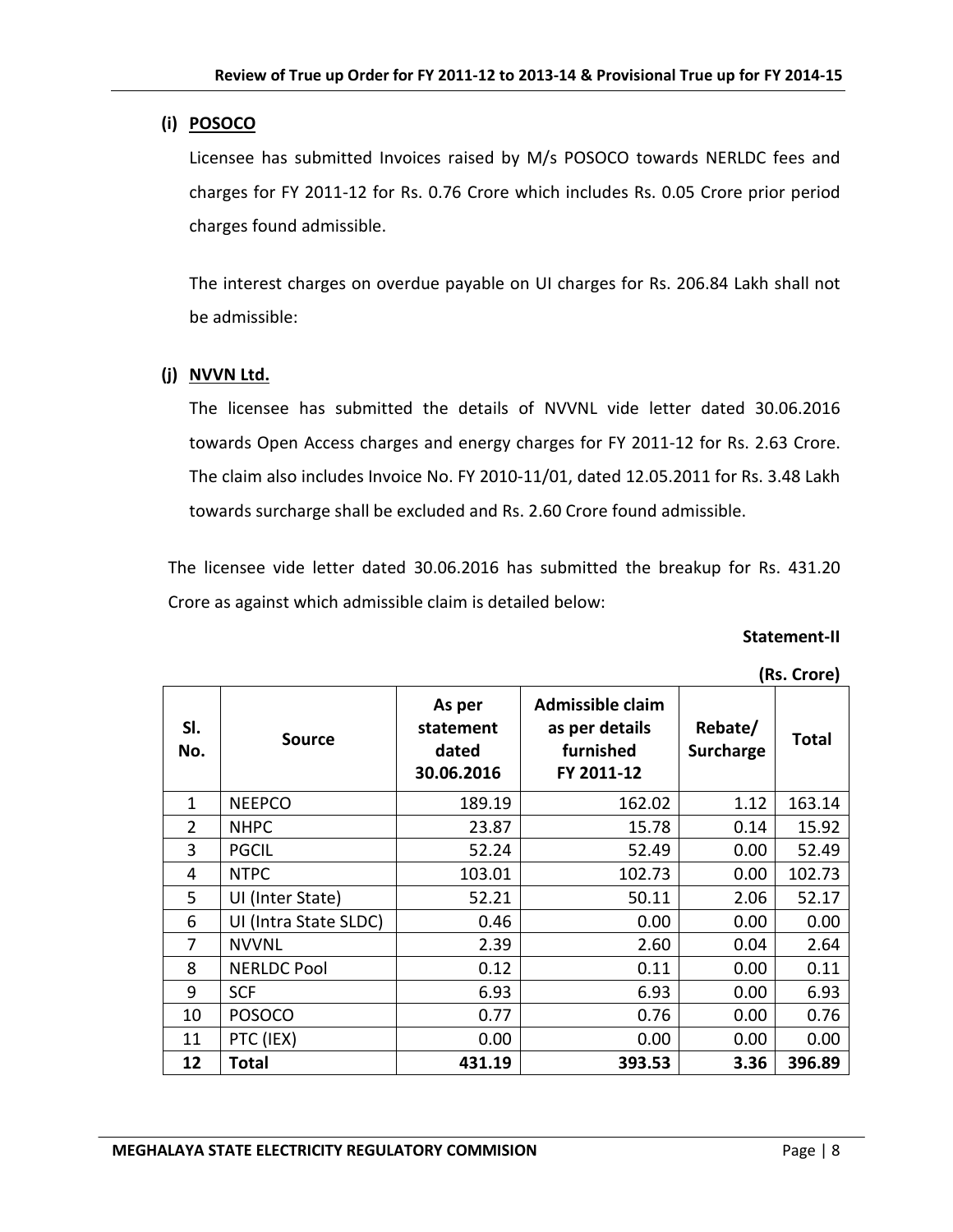**(i) POSOCO**

Licensee has submitted Invoices raised by M/s POSOCO towards NERLDC fees and charges for FY 2011-12 for Rs. 0.76 Crore which includes Rs. 0.05 Crore prior period charges found admissible.

The interest charges on overdue payable on UI charges for Rs. 206.84 Lakh shall not be admissible:

**(j) NVVN Ltd.**

The licensee has submitted the details of NVVNL vide letter dated 30.06.2016 towards Open Access charges and energy charges for FY 2011-12 for Rs. 2.63 Crore. The claim also includes Invoice No. FY 2010-11/01, dated 12.05.2011 for Rs. 3.48 Lakh towards surcharge shall be excluded and Rs. 2.60 Crore found admissible.

The licensee vide letter dated 30.06.2016 has submitted the breakup for Rs. 431.20 Crore as against which admissible claim is detailed below:

**Statement-II**

**(Rs. Crore)**

| Sl. No. | Source | As per statement dated 30.06.2016 | Admissible claim as per details furnished FY 2011-12 | Rebate/ Surcharge | Total |
|---|---|---|---|---|---|
| 1 | NEEPCO | 189.19 | 162.02 | 1.12 | 163.14 |
| 2 | NHPC | 23.87 | 15.78 | 0.14 | 15.92 |
| 3 | PGCIL | 52.24 | 52.49 | 0.00 | 52.49 |
| 4 | NTPC | 103.01 | 102.73 | 0.00 | 102.73 |
| 5 | UI (Inter State) | 52.21 | 50.11 | 2.06 | 52.17 |
| 6 | UI (Intra State SLDC) | 0.46 | 0.00 | 0.00 | 0.00 |
| 7 | NVVNL | 2.39 | 2.60 | 0.04 | 2.64 |
| 8 | NERLDC Pool | 0.12 | 0.11 | 0.00 | 0.11 |
| 9 | SCF | 6.93 | 6.93 | 0.00 | 6.93 |
| 10 | POSOCO | 0.77 | 0.76 | 0.00 | 0.76 |
| 11 | PTC (IEX) | 0.00 | 0.00 | 0.00 | 0.00 |
| **12** | **Total** | **431.19** | **393.53** | **3.36** | **396.89** |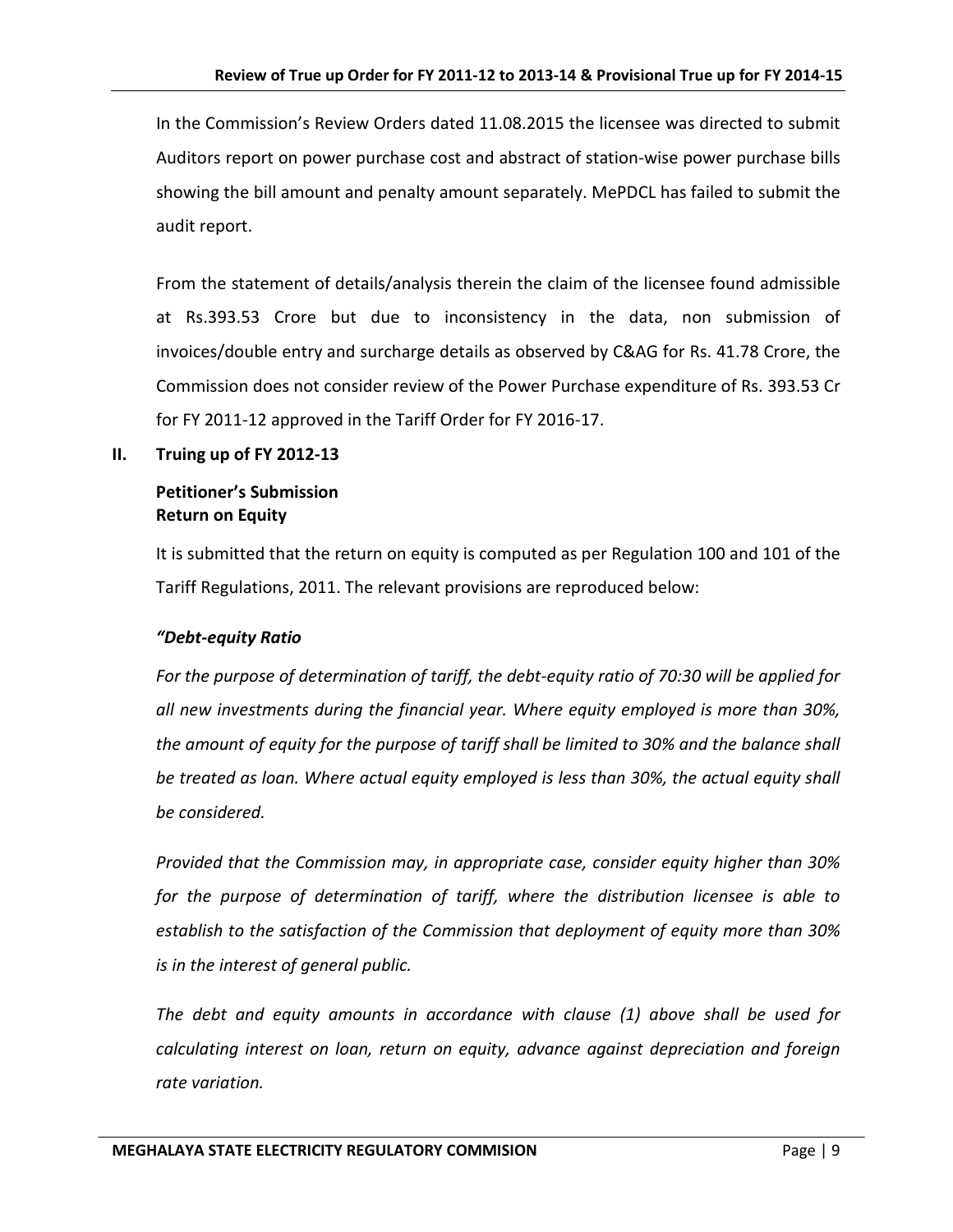In the Commission's Review Orders dated 11.08.2015 the licensee was directed to submit Auditors report on power purchase cost and abstract of station-wise power purchase bills showing the bill amount and penalty amount separately. MePDCL has failed to submit the audit report.

From the statement of details/analysis therein the claim of the licensee found admissible at Rs.393.53 Crore but due to inconsistency in the data, non submission of invoices/double entry and surcharge details as observed by C&AG for Rs. 41.78 Crore, the Commission does not consider review of the Power Purchase expenditure of Rs. 393.53 Cr for FY 2011-12 approved in the Tariff Order for FY 2016-17.

## II. Truing up of FY 2012-13

### Petitioner's Submission

### Return on Equity

It is submitted that the return on equity is computed as per Regulation 100 and 101 of the Tariff Regulations, 2011. The relevant provisions are reproduced below:

***"Debt-equity Ratio***

*For the purpose of determination of tariff, the debt-equity ratio of 70:30 will be applied for all new investments during the financial year. Where equity employed is more than 30%, the amount of equity for the purpose of tariff shall be limited to 30% and the balance shall be treated as loan. Where actual equity employed is less than 30%, the actual equity shall be considered.*

*Provided that the Commission may, in appropriate case, consider equity higher than 30% for the purpose of determination of tariff, where the distribution licensee is able to establish to the satisfaction of the Commission that deployment of equity more than 30% is in the interest of general public.*

*The debt and equity amounts in accordance with clause (1) above shall be used for calculating interest on loan, return on equity, advance against depreciation and foreign rate variation.*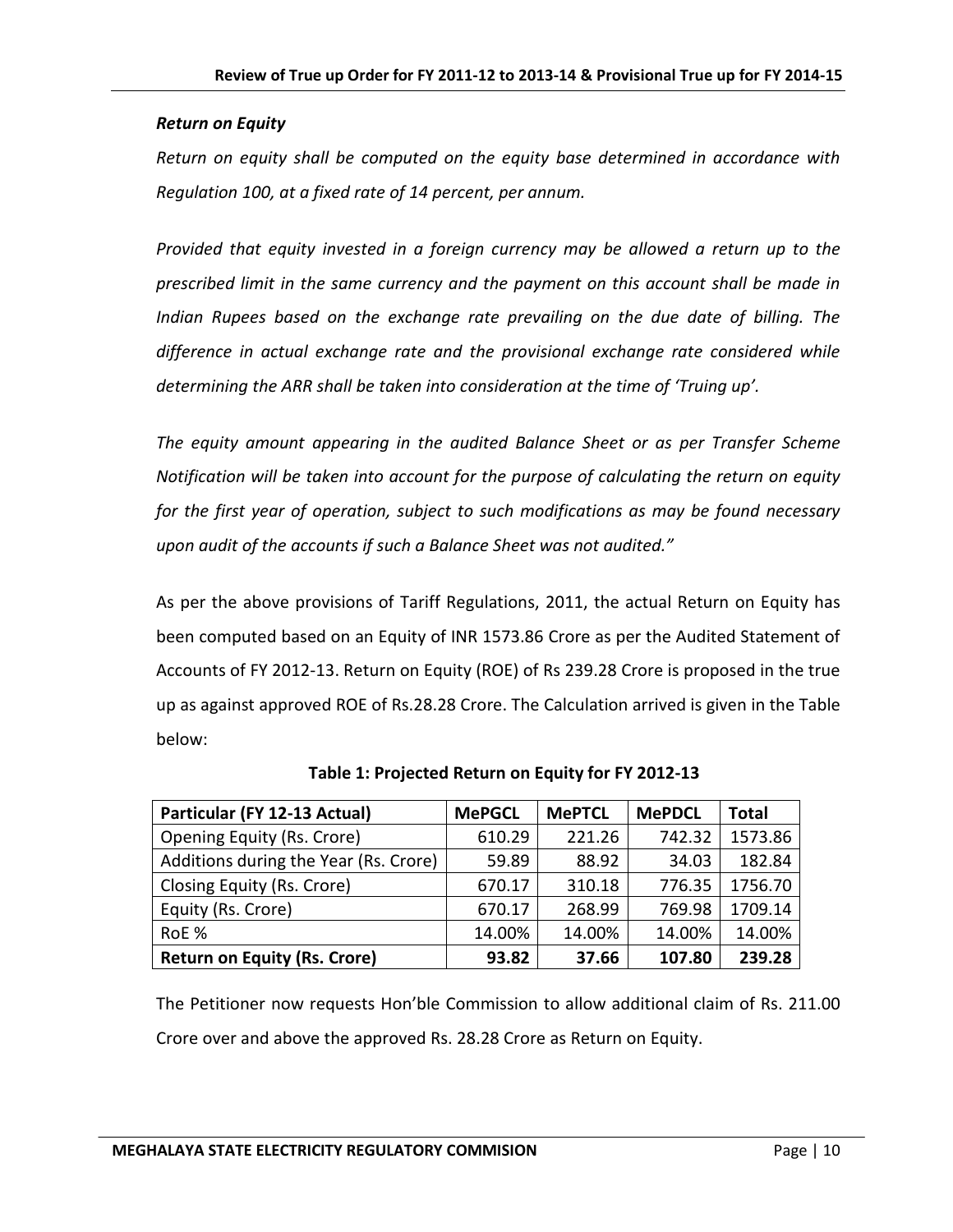***Return on Equity***

*Return on equity shall be computed on the equity base determined in accordance with Regulation 100, at a fixed rate of 14 percent, per annum.*

*Provided that equity invested in a foreign currency may be allowed a return up to the prescribed limit in the same currency and the payment on this account shall be made in Indian Rupees based on the exchange rate prevailing on the due date of billing. The difference in actual exchange rate and the provisional exchange rate considered while determining the ARR shall be taken into consideration at the time of 'Truing up'.*

*The equity amount appearing in the audited Balance Sheet or as per Transfer Scheme Notification will be taken into account for the purpose of calculating the return on equity for the first year of operation, subject to such modifications as may be found necessary upon audit of the accounts if such a Balance Sheet was not audited."*

As per the above provisions of Tariff Regulations, 2011, the actual Return on Equity has been computed based on an Equity of INR 1573.86 Crore as per the Audited Statement of Accounts of FY 2012-13. Return on Equity (ROE) of Rs 239.28 Crore is proposed in the true up as against approved ROE of Rs.28.28 Crore. The Calculation arrived is given in the Table below:

**Table 1: Projected Return on Equity for FY 2012-13**

| Particular (FY 12-13 Actual) | MePGCL | MePTCL | MePDCL | Total |
|---|---|---|---|---|
| Opening Equity (Rs. Crore) | 610.29 | 221.26 | 742.32 | 1573.86 |
| Additions during the Year (Rs. Crore) | 59.89 | 88.92 | 34.03 | 182.84 |
| Closing Equity (Rs. Crore) | 670.17 | 310.18 | 776.35 | 1756.70 |
| Equity (Rs. Crore) | 670.17 | 268.99 | 769.98 | 1709.14 |
| RoE % | 14.00% | 14.00% | 14.00% | 14.00% |
| **Return on Equity (Rs. Crore)** | **93.82** | **37.66** | **107.80** | **239.28** |

The Petitioner now requests Hon'ble Commission to allow additional claim of Rs. 211.00 Crore over and above the approved Rs. 28.28 Crore as Return on Equity.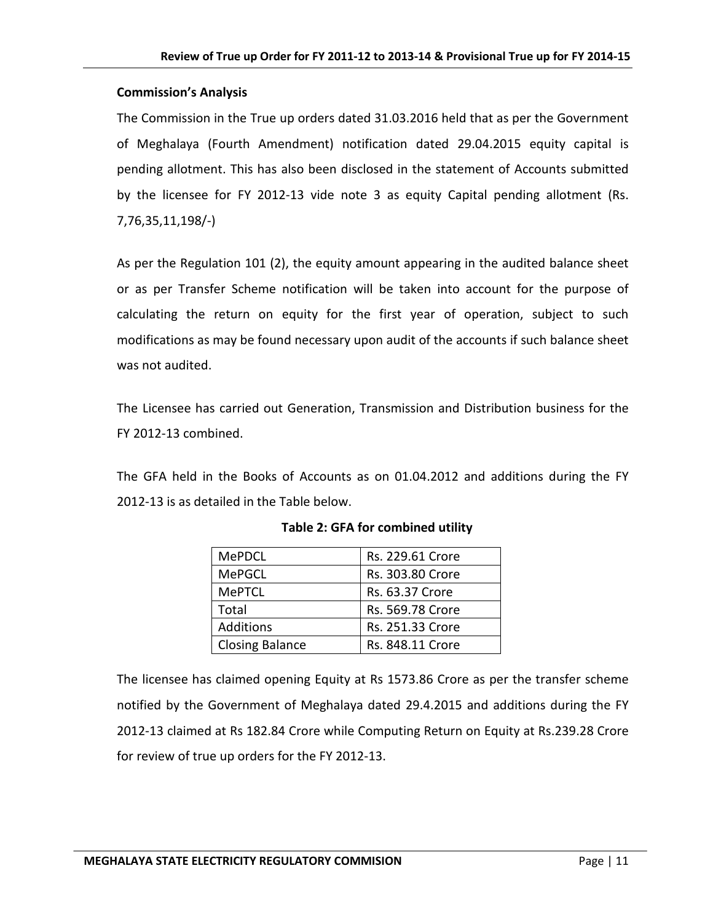**Commission's Analysis**

The Commission in the True up orders dated 31.03.2016 held that as per the Government of Meghalaya (Fourth Amendment) notification dated 29.04.2015 equity capital is pending allotment. This has also been disclosed in the statement of Accounts submitted by the licensee for FY 2012-13 vide note 3 as equity Capital pending allotment (Rs. 7,76,35,11,198/-)

As per the Regulation 101 (2), the equity amount appearing in the audited balance sheet or as per Transfer Scheme notification will be taken into account for the purpose of calculating the return on equity for the first year of operation, subject to such modifications as may be found necessary upon audit of the accounts if such balance sheet was not audited.

The Licensee has carried out Generation, Transmission and Distribution business for the FY 2012-13 combined.

The GFA held in the Books of Accounts as on 01.04.2012 and additions during the FY 2012-13 is as detailed in the Table below.

**Table 2: GFA for combined utility**

| | |
|---|---|
| MePDCL | Rs. 229.61 Crore |
| MePGCL | Rs. 303.80 Crore |
| MePTCL | Rs. 63.37 Crore |
| Total | Rs. 569.78 Crore |
| Additions | Rs. 251.33 Crore |
| Closing Balance | Rs. 848.11 Crore |

The licensee has claimed opening Equity at Rs 1573.86 Crore as per the transfer scheme notified by the Government of Meghalaya dated 29.4.2015 and additions during the FY 2012-13 claimed at Rs 182.84 Crore while Computing Return on Equity at Rs.239.28 Crore for review of true up orders for the FY 2012-13.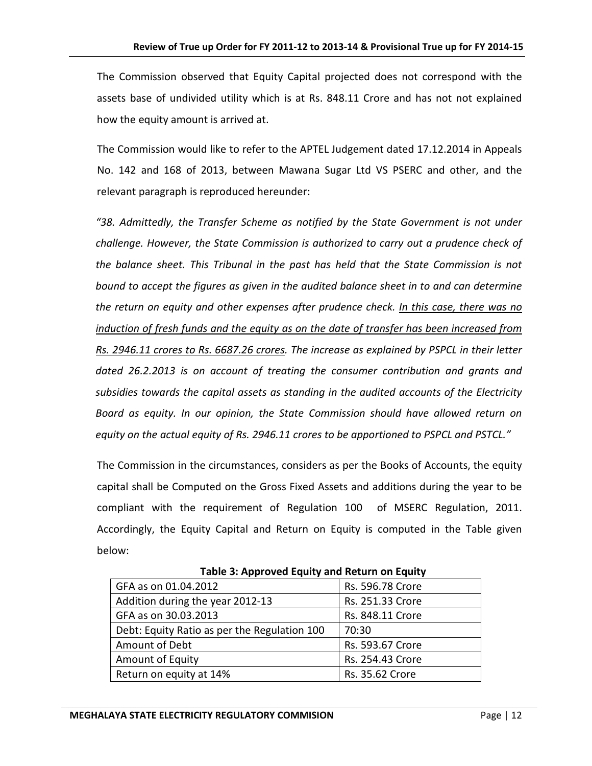The Commission observed that Equity Capital projected does not correspond with the assets base of undivided utility which is at Rs. 848.11 Crore and has not not explained how the equity amount is arrived at.

The Commission would like to refer to the APTEL Judgement dated 17.12.2014 in Appeals No. 142 and 168 of 2013, between Mawana Sugar Ltd VS PSERC and other, and the relevant paragraph is reproduced hereunder:

*"38. Admittedly, the Transfer Scheme as notified by the State Government is not under challenge. However, the State Commission is authorized to carry out a prudence check of the balance sheet. This Tribunal in the past has held that the State Commission is not bound to accept the figures as given in the audited balance sheet in to and can determine the return on equity and other expenses after prudence check. <u>In this case, there was no induction of fresh funds and the equity as on the date of transfer has been increased from Rs. 2946.11 crores to Rs. 6687.26 crores</u>. The increase as explained by PSPCL in their letter dated 26.2.2013 is on account of treating the consumer contribution and grants and subsidies towards the capital assets as standing in the audited accounts of the Electricity Board as equity. In our opinion, the State Commission should have allowed return on equity on the actual equity of Rs. 2946.11 crores to be apportioned to PSPCL and PSTCL."*

The Commission in the circumstances, considers as per the Books of Accounts, the equity capital shall be Computed on the Gross Fixed Assets and additions during the year to be compliant with the requirement of Regulation 100 of MSERC Regulation, 2011. Accordingly, the Equity Capital and Return on Equity is computed in the Table given below:

**Table 3: Approved Equity and Return on Equity**

| | |
|---|---|
| GFA as on 01.04.2012 | Rs. 596.78 Crore |
| Addition during the year 2012-13 | Rs. 251.33 Crore |
| GFA as on 30.03.2013 | Rs. 848.11 Crore |
| Debt: Equity Ratio as per the Regulation 100 | 70:30 |
| Amount of Debt | Rs. 593.67 Crore |
| Amount of Equity | Rs. 254.43 Crore |
| Return on equity at 14% | Rs. 35.62 Crore |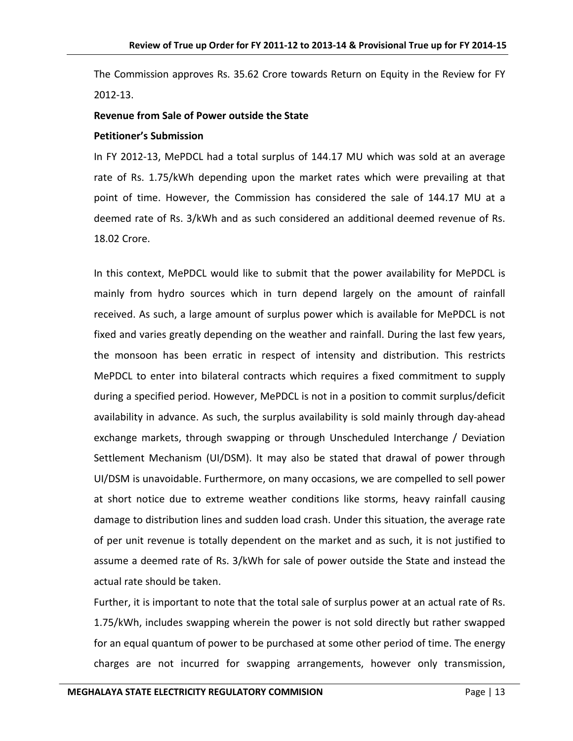The Commission approves Rs. 35.62 Crore towards Return on Equity in the Review for FY 2012-13.

**Revenue from Sale of Power outside the State**

**Petitioner's Submission**

In FY 2012-13, MePDCL had a total surplus of 144.17 MU which was sold at an average rate of Rs. 1.75/kWh depending upon the market rates which were prevailing at that point of time. However, the Commission has considered the sale of 144.17 MU at a deemed rate of Rs. 3/kWh and as such considered an additional deemed revenue of Rs. 18.02 Crore.

In this context, MePDCL would like to submit that the power availability for MePDCL is mainly from hydro sources which in turn depend largely on the amount of rainfall received. As such, a large amount of surplus power which is available for MePDCL is not fixed and varies greatly depending on the weather and rainfall. During the last few years, the monsoon has been erratic in respect of intensity and distribution. This restricts MePDCL to enter into bilateral contracts which requires a fixed commitment to supply during a specified period. However, MePDCL is not in a position to commit surplus/deficit availability in advance. As such, the surplus availability is sold mainly through day-ahead exchange markets, through swapping or through Unscheduled Interchange / Deviation Settlement Mechanism (UI/DSM). It may also be stated that drawal of power through UI/DSM is unavoidable. Furthermore, on many occasions, we are compelled to sell power at short notice due to extreme weather conditions like storms, heavy rainfall causing damage to distribution lines and sudden load crash. Under this situation, the average rate of per unit revenue is totally dependent on the market and as such, it is not justified to assume a deemed rate of Rs. 3/kWh for sale of power outside the State and instead the actual rate should be taken.

Further, it is important to note that the total sale of surplus power at an actual rate of Rs. 1.75/kWh, includes swapping wherein the power is not sold directly but rather swapped for an equal quantum of power to be purchased at some other period of time. The energy charges are not incurred for swapping arrangements, however only transmission,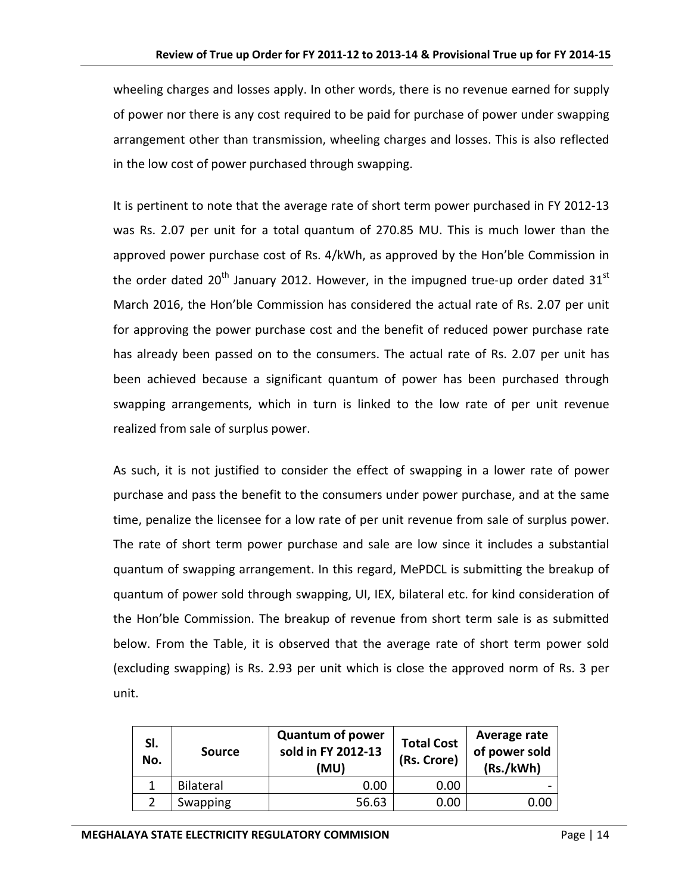wheeling charges and losses apply. In other words, there is no revenue earned for supply of power nor there is any cost required to be paid for purchase of power under swapping arrangement other than transmission, wheeling charges and losses. This is also reflected in the low cost of power purchased through swapping.

It is pertinent to note that the average rate of short term power purchased in FY 2012-13 was Rs. 2.07 per unit for a total quantum of 270.85 MU. This is much lower than the approved power purchase cost of Rs. 4/kWh, as approved by the Hon'ble Commission in the order dated 20th January 2012. However, in the impugned true-up order dated 31st March 2016, the Hon'ble Commission has considered the actual rate of Rs. 2.07 per unit for approving the power purchase cost and the benefit of reduced power purchase rate has already been passed on to the consumers. The actual rate of Rs. 2.07 per unit has been achieved because a significant quantum of power has been purchased through swapping arrangements, which in turn is linked to the low rate of per unit revenue realized from sale of surplus power.

As such, it is not justified to consider the effect of swapping in a lower rate of power purchase and pass the benefit to the consumers under power purchase, and at the same time, penalize the licensee for a low rate of per unit revenue from sale of surplus power. The rate of short term power purchase and sale are low since it includes a substantial quantum of swapping arrangement. In this regard, MePDCL is submitting the breakup of quantum of power sold through swapping, UI, IEX, bilateral etc. for kind consideration of the Hon'ble Commission. The breakup of revenue from short term sale is as submitted below. From the Table, it is observed that the average rate of short term power sold (excluding swapping) is Rs. 2.93 per unit which is close the approved norm of Rs. 3 per unit.

| Sl. No. | Source | Quantum of power sold in FY 2012-13 (MU) | Total Cost (Rs. Crore) | Average rate of power sold (Rs./kWh) |
|---|---|---|---|---|
| 1 | Bilateral | 0.00 | 0.00 | - |
| 2 | Swapping | 56.63 | 0.00 | 0.00 |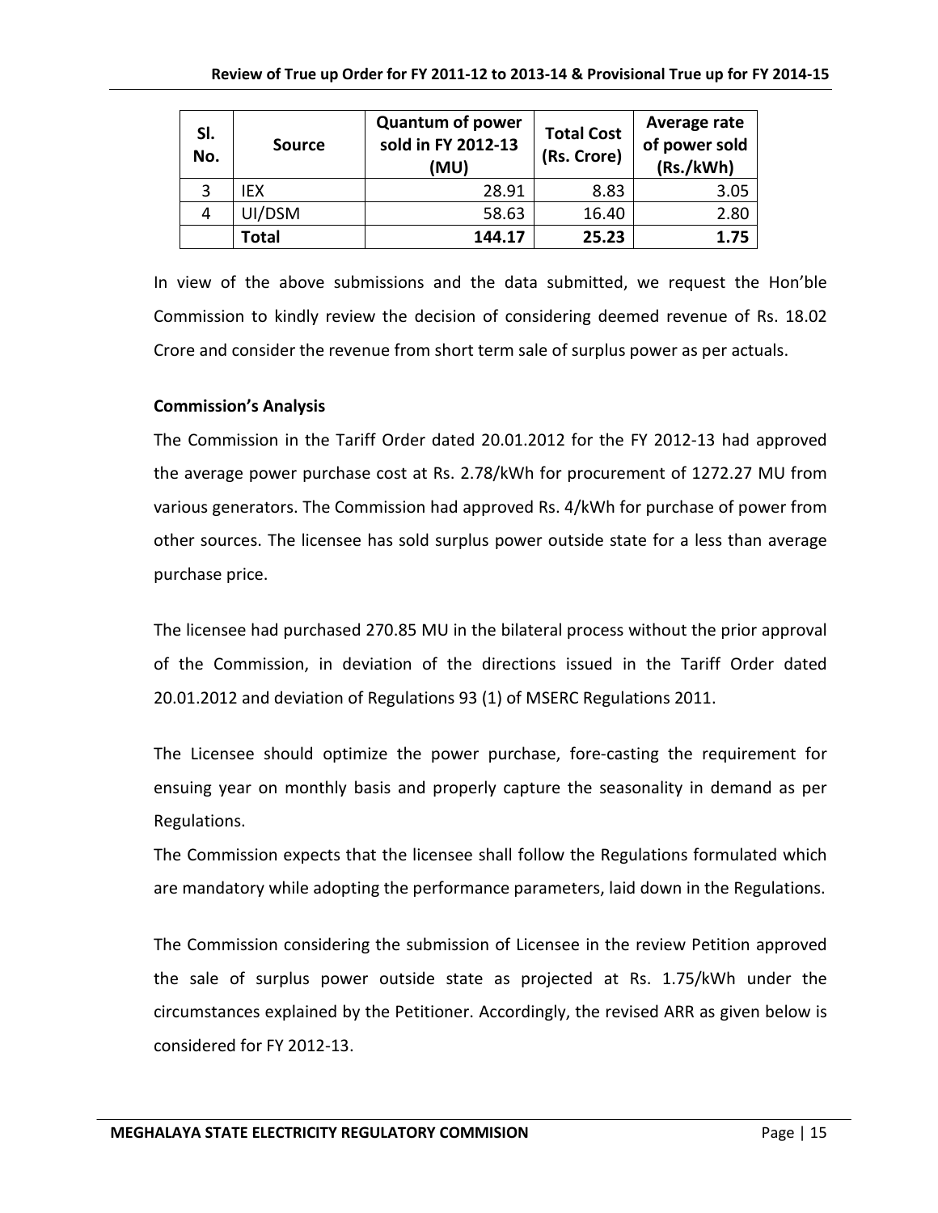| Sl. No. | Source | Quantum of power sold in FY 2012-13 (MU) | Total Cost (Rs. Crore) | Average rate of power sold (Rs./kWh) |
|---|---|---|---|---|
| 3 | IEX | 28.91 | 8.83 | 3.05 |
| 4 | UI/DSM | 58.63 | 16.40 | 2.80 |
| | **Total** | **144.17** | **25.23** | **1.75** |

In view of the above submissions and the data submitted, we request the Hon'ble Commission to kindly review the decision of considering deemed revenue of Rs. 18.02 Crore and consider the revenue from short term sale of surplus power as per actuals.

**Commission's Analysis**

The Commission in the Tariff Order dated 20.01.2012 for the FY 2012-13 had approved the average power purchase cost at Rs. 2.78/kWh for procurement of 1272.27 MU from various generators. The Commission had approved Rs. 4/kWh for purchase of power from other sources. The licensee has sold surplus power outside state for a less than average purchase price.

The licensee had purchased 270.85 MU in the bilateral process without the prior approval of the Commission, in deviation of the directions issued in the Tariff Order dated 20.01.2012 and deviation of Regulations 93 (1) of MSERC Regulations 2011.

The Licensee should optimize the power purchase, fore-casting the requirement for ensuing year on monthly basis and properly capture the seasonality in demand as per Regulations.

The Commission expects that the licensee shall follow the Regulations formulated which are mandatory while adopting the performance parameters, laid down in the Regulations.

The Commission considering the submission of Licensee in the review Petition approved the sale of surplus power outside state as projected at Rs. 1.75/kWh under the circumstances explained by the Petitioner. Accordingly, the revised ARR as given below is considered for FY 2012-13.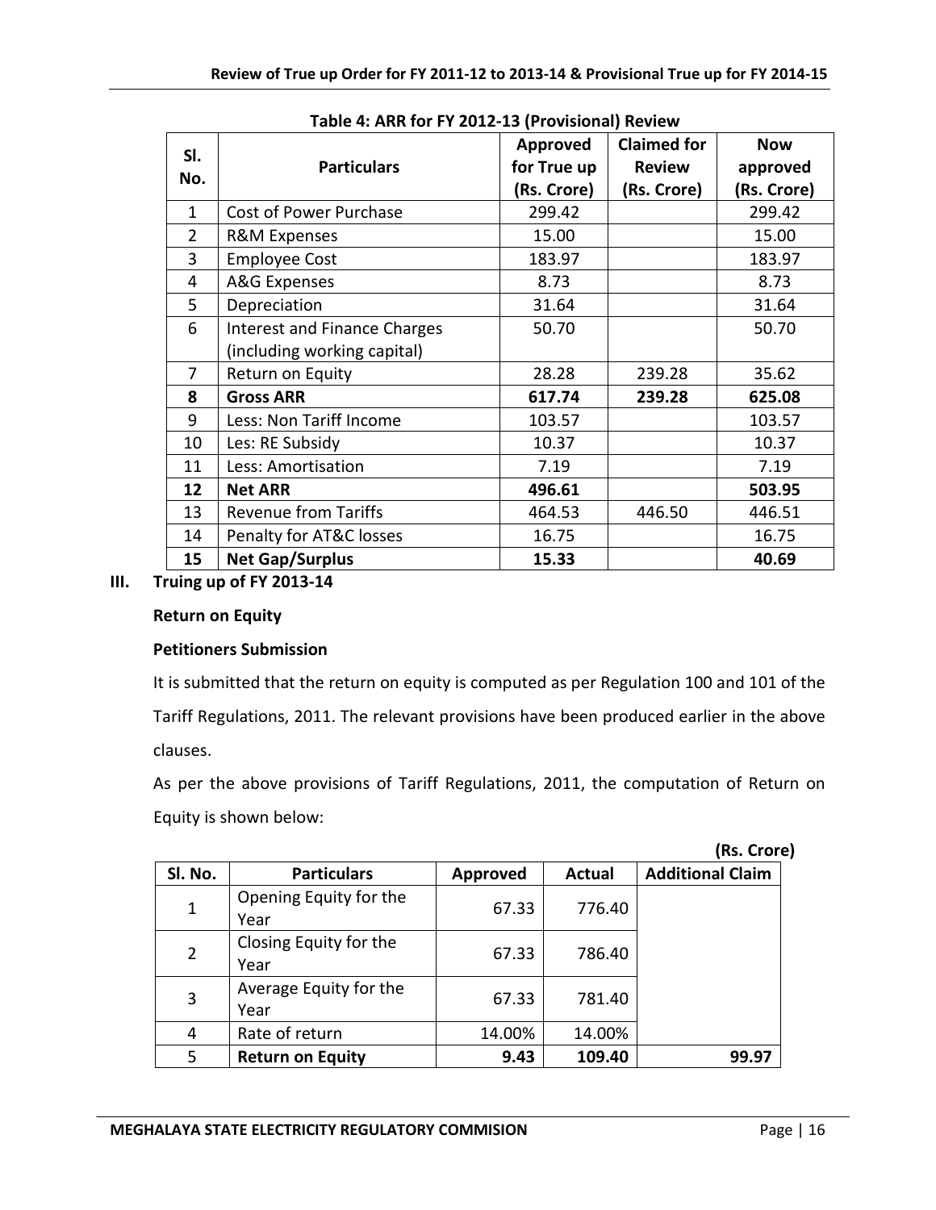**Table 4: ARR for FY 2012-13 (Provisional) Review**

| Sl. No. | Particulars | Approved for True up (Rs. Crore) | Claimed for Review (Rs. Crore) | Now approved (Rs. Crore) |
|---|---|---|---|---|
| 1 | Cost of Power Purchase | 299.42 | | 299.42 |
| 2 | R&M Expenses | 15.00 | | 15.00 |
| 3 | Employee Cost | 183.97 | | 183.97 |
| 4 | A&G Expenses | 8.73 | | 8.73 |
| 5 | Depreciation | 31.64 | | 31.64 |
| 6 | Interest and Finance Charges (including working capital) | 50.70 | | 50.70 |
| 7 | Return on Equity | 28.28 | 239.28 | 35.62 |
| **8** | **Gross ARR** | **617.74** | **239.28** | **625.08** |
| 9 | Less: Non Tariff Income | 103.57 | | 103.57 |
| 10 | Les: RE Subsidy | 10.37 | | 10.37 |
| 11 | Less: Amortisation | 7.19 | | 7.19 |
| **12** | **Net ARR** | **496.61** | | **503.95** |
| 13 | Revenue from Tariffs | 464.53 | 446.50 | 446.51 |
| 14 | Penalty for AT&C losses | 16.75 | | 16.75 |
| **15** | **Net Gap/Surplus** | **15.33** | | **40.69** |

## III. Truing up of FY 2013-14

**Return on Equity**

**Petitioners Submission**

It is submitted that the return on equity is computed as per Regulation 100 and 101 of the Tariff Regulations, 2011. The relevant provisions have been produced earlier in the above clauses.

As per the above provisions of Tariff Regulations, 2011, the computation of Return on Equity is shown below:

**(Rs. Crore)**

| Sl. No. | Particulars | Approved | Actual | Additional Claim |
|---|---|---|---|---|
| 1 | Opening Equity for the Year | 67.33 | 776.40 | |
| 2 | Closing Equity for the Year | 67.33 | 786.40 | |
| 3 | Average Equity for the Year | 67.33 | 781.40 | |
| 4 | Rate of return | 14.00% | 14.00% | |
| 5 | **Return on Equity** | **9.43** | **109.40** | **99.97** |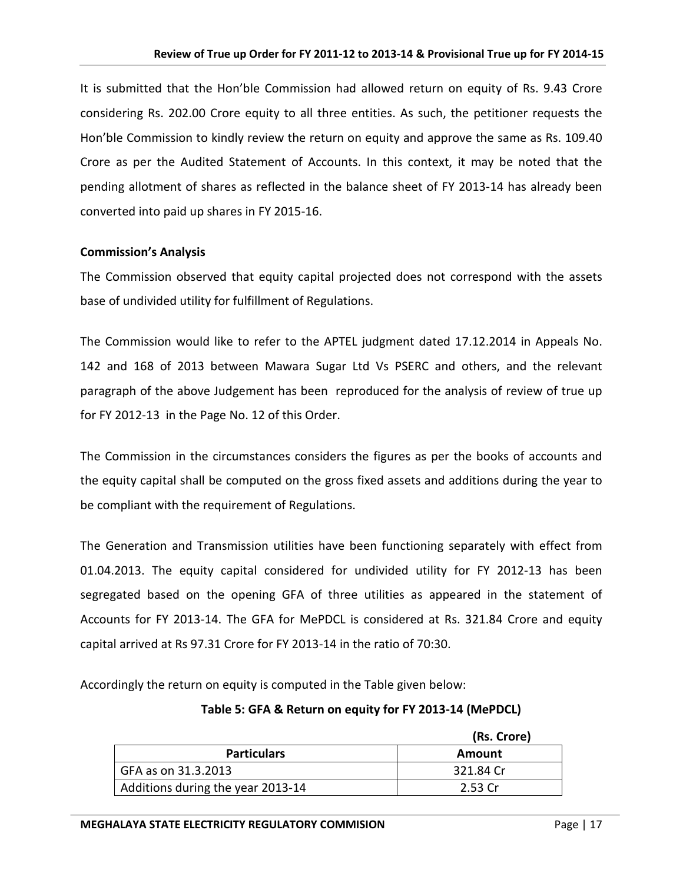It is submitted that the Hon'ble Commission had allowed return on equity of Rs. 9.43 Crore considering Rs. 202.00 Crore equity to all three entities. As such, the petitioner requests the Hon'ble Commission to kindly review the return on equity and approve the same as Rs. 109.40 Crore as per the Audited Statement of Accounts. In this context, it may be noted that the pending allotment of shares as reflected in the balance sheet of FY 2013-14 has already been converted into paid up shares in FY 2015-16.

**Commission's Analysis**

The Commission observed that equity capital projected does not correspond with the assets base of undivided utility for fulfillment of Regulations.

The Commission would like to refer to the APTEL judgment dated 17.12.2014 in Appeals No. 142 and 168 of 2013 between Mawara Sugar Ltd Vs PSERC and others, and the relevant paragraph of the above Judgement has been reproduced for the analysis of review of true up for FY 2012-13 in the Page No. 12 of this Order.

The Commission in the circumstances considers the figures as per the books of accounts and the equity capital shall be computed on the gross fixed assets and additions during the year to be compliant with the requirement of Regulations.

The Generation and Transmission utilities have been functioning separately with effect from 01.04.2013. The equity capital considered for undivided utility for FY 2012-13 has been segregated based on the opening GFA of three utilities as appeared in the statement of Accounts for FY 2013-14. The GFA for MePDCL is considered at Rs. 321.84 Crore and equity capital arrived at Rs 97.31 Crore for FY 2013-14 in the ratio of 70:30.

Accordingly the return on equity is computed in the Table given below:

**Table 5: GFA & Return on equity for FY 2013-14 (MePDCL)**

**(Rs. Crore)**

| Particulars | Amount |
|---|---|
| GFA as on 31.3.2013 | 321.84 Cr |
| Additions during the year 2013-14 | 2.53 Cr |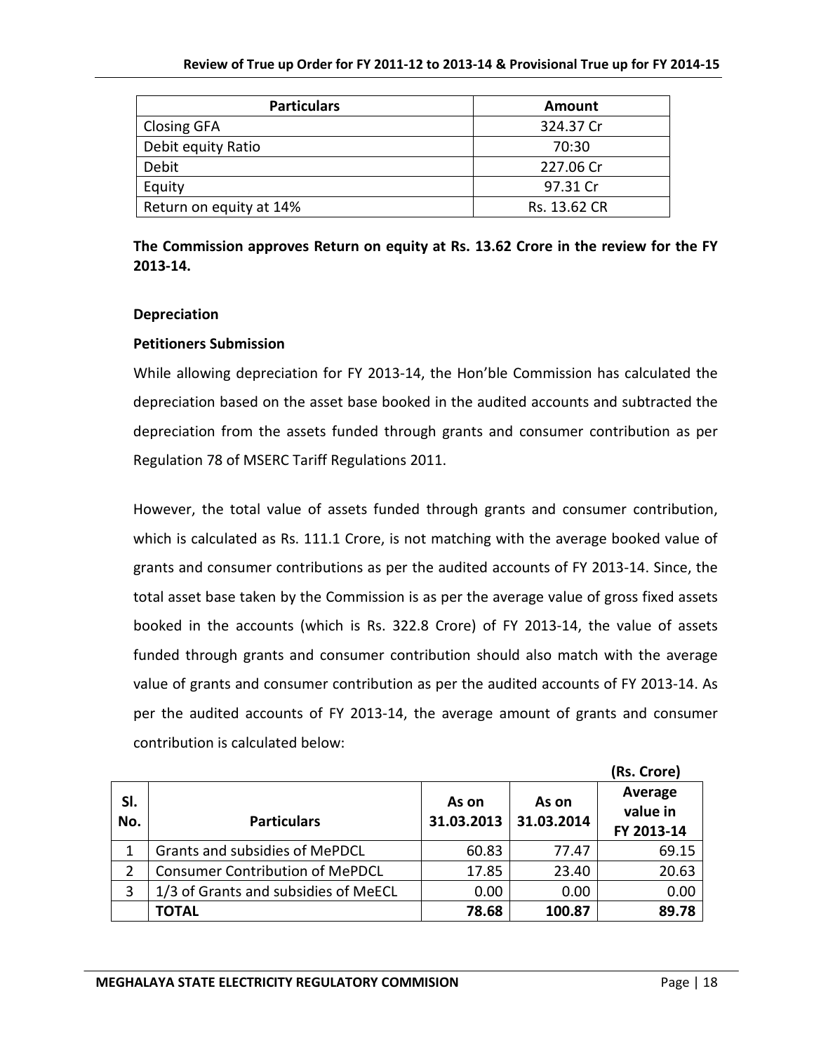| Particulars | Amount |
|---|---|
| Closing GFA | 324.37 Cr |
| Debit equity Ratio | 70:30 |
| Debit | 227.06 Cr |
| Equity | 97.31 Cr |
| Return on equity at 14% | Rs. 13.62 CR |

**The Commission approves Return on equity at Rs. 13.62 Crore in the review for the FY 2013-14.**

**Depreciation**

**Petitioners Submission**

While allowing depreciation for FY 2013-14, the Hon'ble Commission has calculated the depreciation based on the asset base booked in the audited accounts and subtracted the depreciation from the assets funded through grants and consumer contribution as per Regulation 78 of MSERC Tariff Regulations 2011.

However, the total value of assets funded through grants and consumer contribution, which is calculated as Rs. 111.1 Crore, is not matching with the average booked value of grants and consumer contributions as per the audited accounts of FY 2013-14. Since, the total asset base taken by the Commission is as per the average value of gross fixed assets booked in the accounts (which is Rs. 322.8 Crore) of FY 2013-14, the value of assets funded through grants and consumer contribution should also match with the average value of grants and consumer contribution as per the audited accounts of FY 2013-14. As per the audited accounts of FY 2013-14, the average amount of grants and consumer contribution is calculated below:

**(Rs. Crore)**

| Sl. No. | Particulars | As on 31.03.2013 | As on 31.03.2014 | Average value in FY 2013-14 |
|---|---|---|---|---|
| 1 | Grants and subsidies of MePDCL | 60.83 | 77.47 | 69.15 |
| 2 | Consumer Contribution of MePDCL | 17.85 | 23.40 | 20.63 |
| 3 | 1/3 of Grants and subsidies of MeECL | 0.00 | 0.00 | 0.00 |
| | **TOTAL** | **78.68** | **100.87** | **89.78** |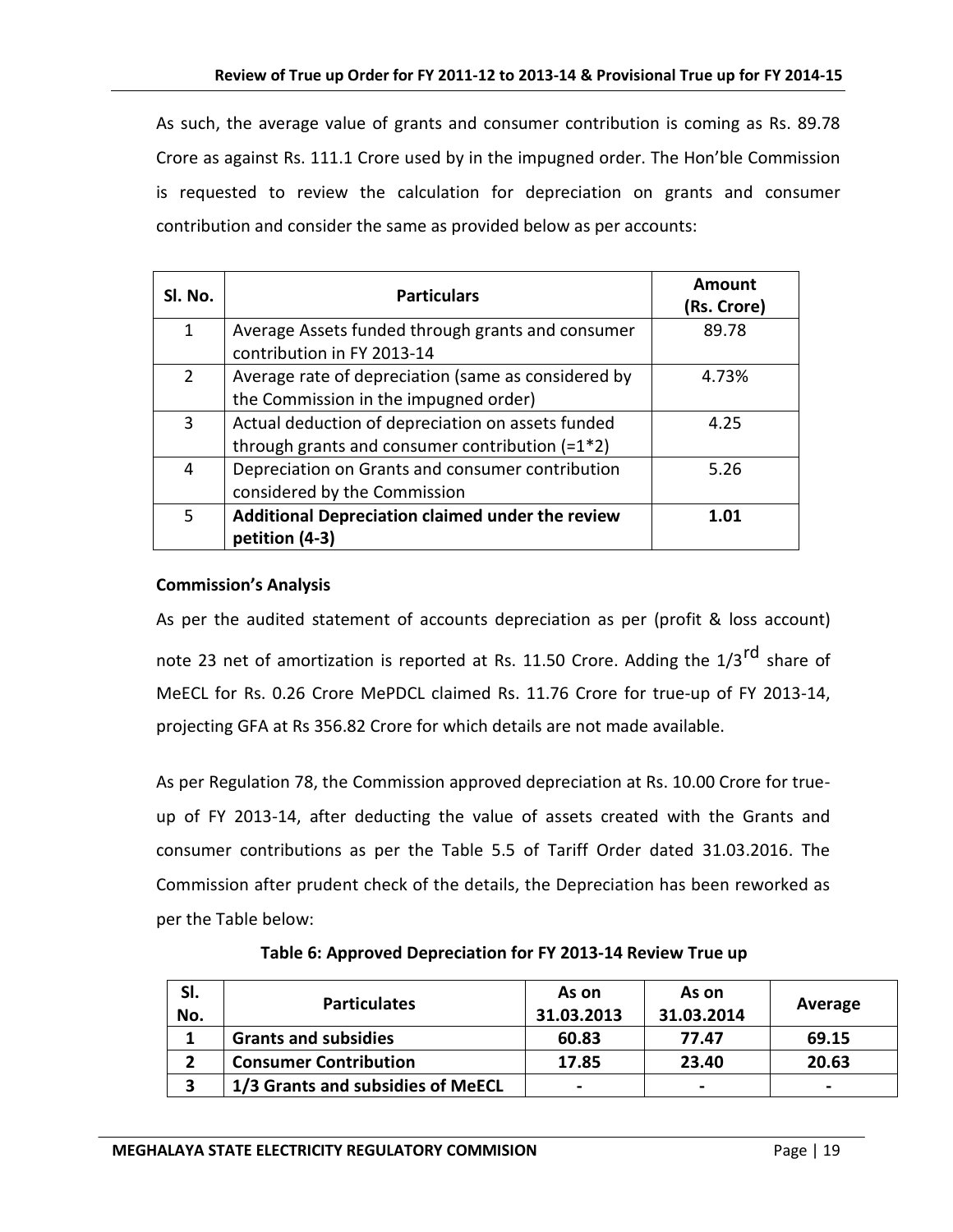As such, the average value of grants and consumer contribution is coming as Rs. 89.78 Crore as against Rs. 111.1 Crore used by in the impugned order. The Hon'ble Commission is requested to review the calculation for depreciation on grants and consumer contribution and consider the same as provided below as per accounts:

| Sl. No. | Particulars | Amount (Rs. Crore) |
|---|---|---|
| 1 | Average Assets funded through grants and consumer contribution in FY 2013-14 | 89.78 |
| 2 | Average rate of depreciation (same as considered by the Commission in the impugned order) | 4.73% |
| 3 | Actual deduction of depreciation on assets funded through grants and consumer contribution (=1*2) | 4.25 |
| 4 | Depreciation on Grants and consumer contribution considered by the Commission | 5.26 |
| 5 | **Additional Depreciation claimed under the review petition (4-3)** | **1.01** |

**Commission's Analysis**

As per the audited statement of accounts depreciation as per (profit & loss account) note 23 net of amortization is reported at Rs. 11.50 Crore. Adding the 1/3rd share of MeECL for Rs. 0.26 Crore MePDCL claimed Rs. 11.76 Crore for true-up of FY 2013-14, projecting GFA at Rs 356.82 Crore for which details are not made available.

As per Regulation 78, the Commission approved depreciation at Rs. 10.00 Crore for true-up of FY 2013-14, after deducting the value of assets created with the Grants and consumer contributions as per the Table 5.5 of Tariff Order dated 31.03.2016. The Commission after prudent check of the details, the Depreciation has been reworked as per the Table below:

**Table 6: Approved Depreciation for FY 2013-14 Review True up**

| Sl. No. | Particulates | As on 31.03.2013 | As on 31.03.2014 | Average |
|---|---|---|---|---|
| **1** | **Grants and subsidies** | **60.83** | **77.47** | **69.15** |
| **2** | **Consumer Contribution** | **17.85** | **23.40** | **20.63** |
| **3** | **1/3 Grants and subsidies of MeECL** | **-** | **-** | **-** |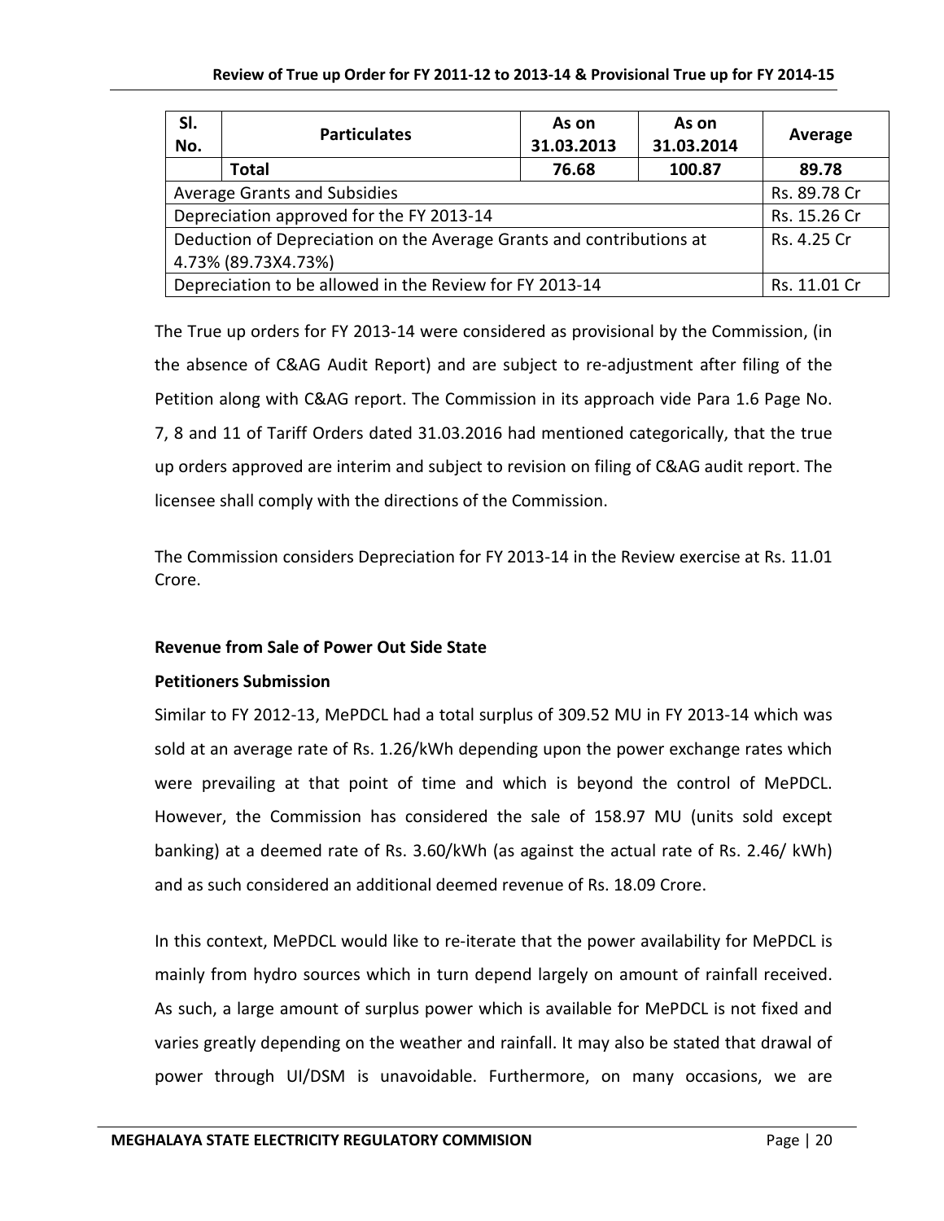| Sl. No. | Particulates | As on 31.03.2013 | As on 31.03.2014 | Average |
|---|---|---|---|---|
| | **Total** | **76.68** | **100.87** | **89.78** |
| Average Grants and Subsidies | | | | Rs. 89.78 Cr |
| Depreciation approved for the FY 2013-14 | | | | Rs. 15.26 Cr |
| Deduction of Depreciation on the Average Grants and contributions at 4.73% (89.73X4.73%) | | | | Rs. 4.25 Cr |
| Depreciation to be allowed in the Review for FY 2013-14 | | | | Rs. 11.01 Cr |

The True up orders for FY 2013-14 were considered as provisional by the Commission, (in the absence of C&AG Audit Report) and are subject to re-adjustment after filing of the Petition along with C&AG report. The Commission in its approach vide Para 1.6 Page No. 7, 8 and 11 of Tariff Orders dated 31.03.2016 had mentioned categorically, that the true up orders approved are interim and subject to revision on filing of C&AG audit report. The licensee shall comply with the directions of the Commission.

The Commission considers Depreciation for FY 2013-14 in the Review exercise at Rs. 11.01 Crore.

**Revenue from Sale of Power Out Side State**

**Petitioners Submission**

Similar to FY 2012-13, MePDCL had a total surplus of 309.52 MU in FY 2013-14 which was sold at an average rate of Rs. 1.26/kWh depending upon the power exchange rates which were prevailing at that point of time and which is beyond the control of MePDCL. However, the Commission has considered the sale of 158.97 MU (units sold except banking) at a deemed rate of Rs. 3.60/kWh (as against the actual rate of Rs. 2.46/ kWh) and as such considered an additional deemed revenue of Rs. 18.09 Crore.

In this context, MePDCL would like to re-iterate that the power availability for MePDCL is mainly from hydro sources which in turn depend largely on amount of rainfall received. As such, a large amount of surplus power which is available for MePDCL is not fixed and varies greatly depending on the weather and rainfall. It may also be stated that drawal of power through UI/DSM is unavoidable. Furthermore, on many occasions, we are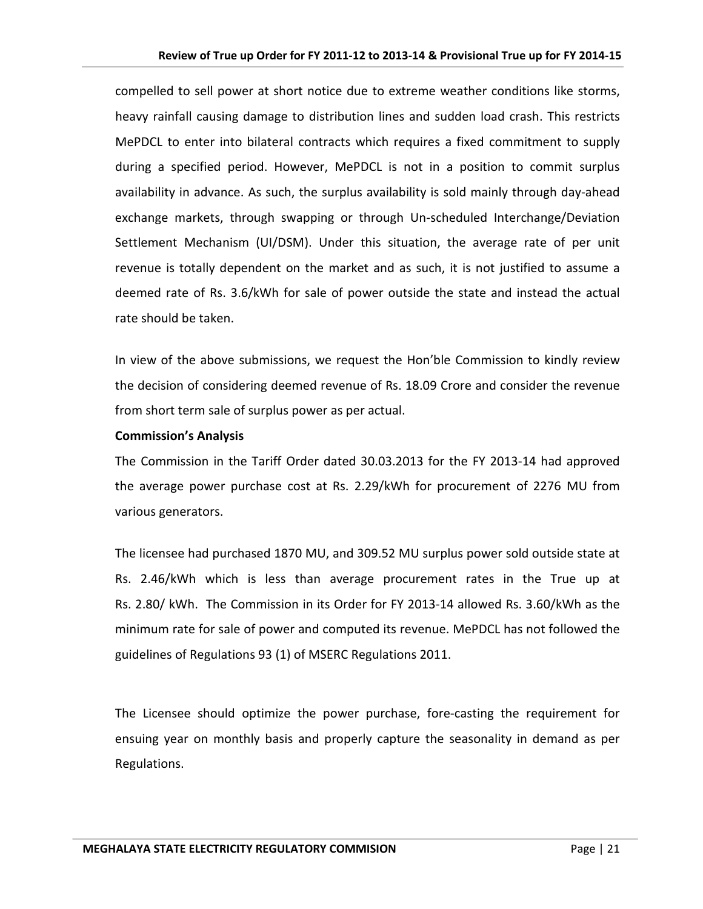compelled to sell power at short notice due to extreme weather conditions like storms, heavy rainfall causing damage to distribution lines and sudden load crash. This restricts MePDCL to enter into bilateral contracts which requires a fixed commitment to supply during a specified period. However, MePDCL is not in a position to commit surplus availability in advance. As such, the surplus availability is sold mainly through day-ahead exchange markets, through swapping or through Un-scheduled Interchange/Deviation Settlement Mechanism (UI/DSM). Under this situation, the average rate of per unit revenue is totally dependent on the market and as such, it is not justified to assume a deemed rate of Rs. 3.6/kWh for sale of power outside the state and instead the actual rate should be taken.

In view of the above submissions, we request the Hon'ble Commission to kindly review the decision of considering deemed revenue of Rs. 18.09 Crore and consider the revenue from short term sale of surplus power as per actual.

**Commission's Analysis**

The Commission in the Tariff Order dated 30.03.2013 for the FY 2013-14 had approved the average power purchase cost at Rs. 2.29/kWh for procurement of 2276 MU from various generators.

The licensee had purchased 1870 MU, and 309.52 MU surplus power sold outside state at Rs. 2.46/kWh which is less than average procurement rates in the True up at Rs. 2.80/ kWh. The Commission in its Order for FY 2013-14 allowed Rs. 3.60/kWh as the minimum rate for sale of power and computed its revenue. MePDCL has not followed the guidelines of Regulations 93 (1) of MSERC Regulations 2011.

The Licensee should optimize the power purchase, fore-casting the requirement for ensuing year on monthly basis and properly capture the seasonality in demand as per Regulations.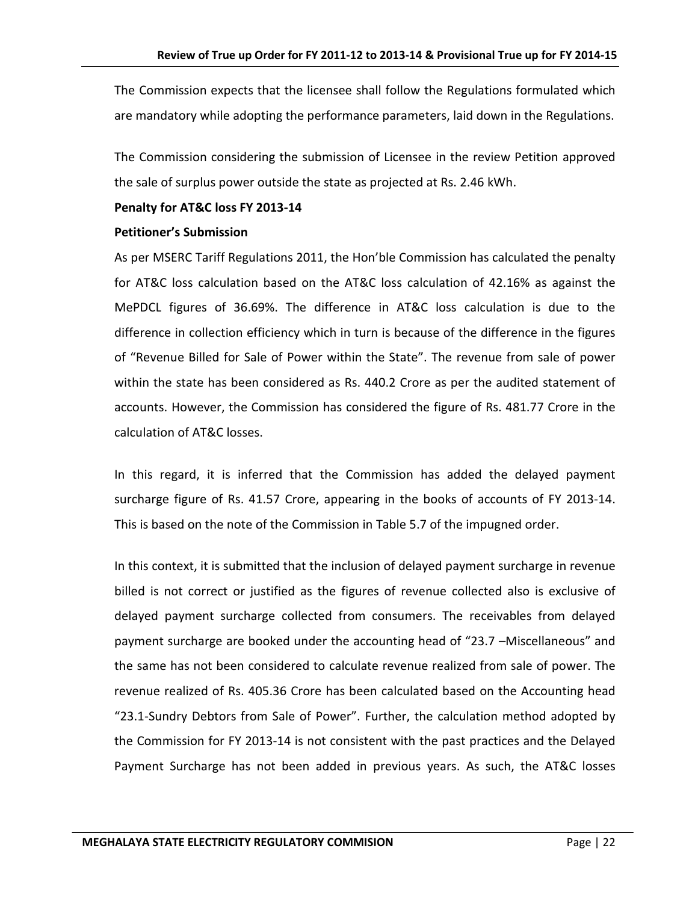The Commission expects that the licensee shall follow the Regulations formulated which are mandatory while adopting the performance parameters, laid down in the Regulations.

The Commission considering the submission of Licensee in the review Petition approved the sale of surplus power outside the state as projected at Rs. 2.46 kWh.

**Penalty for AT&C loss FY 2013-14**

**Petitioner's Submission**

As per MSERC Tariff Regulations 2011, the Hon'ble Commission has calculated the penalty for AT&C loss calculation based on the AT&C loss calculation of 42.16% as against the MePDCL figures of 36.69%. The difference in AT&C loss calculation is due to the difference in collection efficiency which in turn is because of the difference in the figures of "Revenue Billed for Sale of Power within the State". The revenue from sale of power within the state has been considered as Rs. 440.2 Crore as per the audited statement of accounts. However, the Commission has considered the figure of Rs. 481.77 Crore in the calculation of AT&C losses.

In this regard, it is inferred that the Commission has added the delayed payment surcharge figure of Rs. 41.57 Crore, appearing in the books of accounts of FY 2013-14. This is based on the note of the Commission in Table 5.7 of the impugned order.

In this context, it is submitted that the inclusion of delayed payment surcharge in revenue billed is not correct or justified as the figures of revenue collected also is exclusive of delayed payment surcharge collected from consumers. The receivables from delayed payment surcharge are booked under the accounting head of "23.7 –Miscellaneous" and the same has not been considered to calculate revenue realized from sale of power. The revenue realized of Rs. 405.36 Crore has been calculated based on the Accounting head "23.1-Sundry Debtors from Sale of Power". Further, the calculation method adopted by the Commission for FY 2013-14 is not consistent with the past practices and the Delayed Payment Surcharge has not been added in previous years. As such, the AT&C losses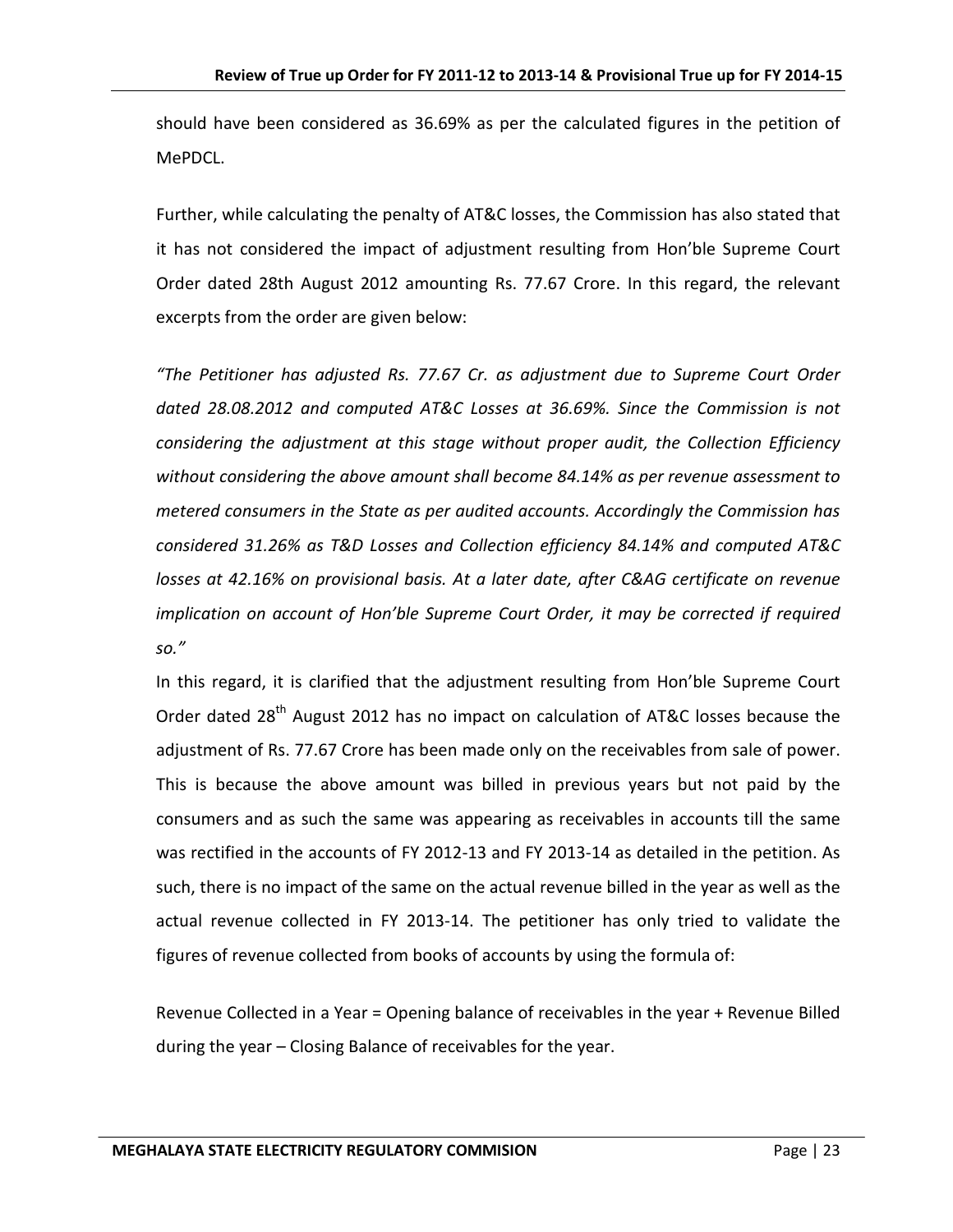should have been considered as 36.69% as per the calculated figures in the petition of MePDCL.

Further, while calculating the penalty of AT&C losses, the Commission has also stated that it has not considered the impact of adjustment resulting from Hon'ble Supreme Court Order dated 28th August 2012 amounting Rs. 77.67 Crore. In this regard, the relevant excerpts from the order are given below:

*"The Petitioner has adjusted Rs. 77.67 Cr. as adjustment due to Supreme Court Order dated 28.08.2012 and computed AT&C Losses at 36.69%. Since the Commission is not considering the adjustment at this stage without proper audit, the Collection Efficiency without considering the above amount shall become 84.14% as per revenue assessment to metered consumers in the State as per audited accounts. Accordingly the Commission has considered 31.26% as T&D Losses and Collection efficiency 84.14% and computed AT&C losses at 42.16% on provisional basis. At a later date, after C&AG certificate on revenue implication on account of Hon'ble Supreme Court Order, it may be corrected if required so."*

In this regard, it is clarified that the adjustment resulting from Hon'ble Supreme Court Order dated 28th August 2012 has no impact on calculation of AT&C losses because the adjustment of Rs. 77.67 Crore has been made only on the receivables from sale of power. This is because the above amount was billed in previous years but not paid by the consumers and as such the same was appearing as receivables in accounts till the same was rectified in the accounts of FY 2012-13 and FY 2013-14 as detailed in the petition. As such, there is no impact of the same on the actual revenue billed in the year as well as the actual revenue collected in FY 2013-14. The petitioner has only tried to validate the figures of revenue collected from books of accounts by using the formula of:

Revenue Collected in a Year = Opening balance of receivables in the year + Revenue Billed during the year – Closing Balance of receivables for the year.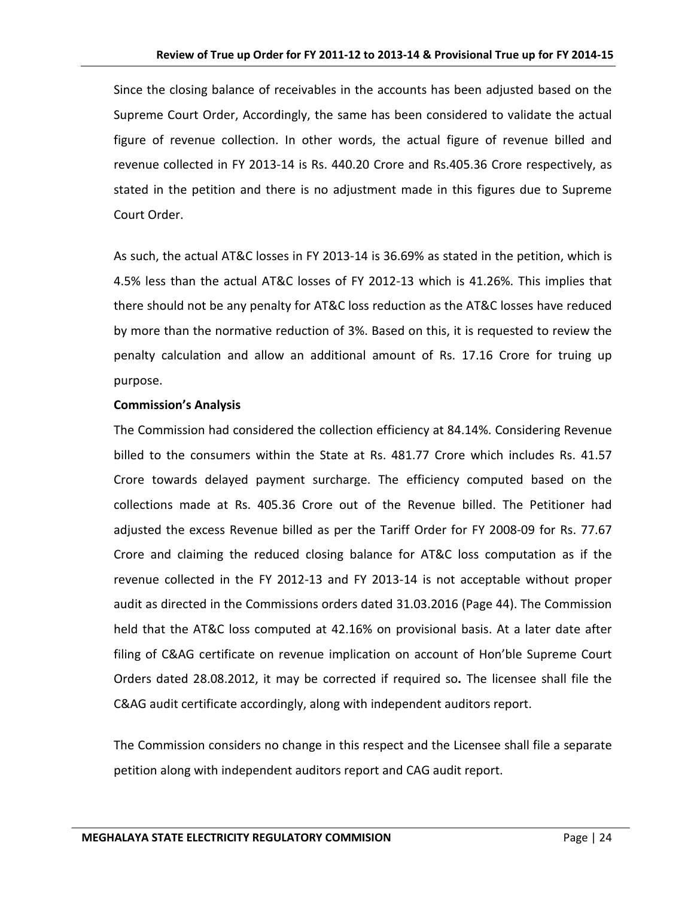Since the closing balance of receivables in the accounts has been adjusted based on the Supreme Court Order, Accordingly, the same has been considered to validate the actual figure of revenue collection. In other words, the actual figure of revenue billed and revenue collected in FY 2013-14 is Rs. 440.20 Crore and Rs.405.36 Crore respectively, as stated in the petition and there is no adjustment made in this figures due to Supreme Court Order.

As such, the actual AT&C losses in FY 2013-14 is 36.69% as stated in the petition, which is 4.5% less than the actual AT&C losses of FY 2012-13 which is 41.26%. This implies that there should not be any penalty for AT&C loss reduction as the AT&C losses have reduced by more than the normative reduction of 3%. Based on this, it is requested to review the penalty calculation and allow an additional amount of Rs. 17.16 Crore for truing up purpose.

**Commission's Analysis**

The Commission had considered the collection efficiency at 84.14%. Considering Revenue billed to the consumers within the State at Rs. 481.77 Crore which includes Rs. 41.57 Crore towards delayed payment surcharge. The efficiency computed based on the collections made at Rs. 405.36 Crore out of the Revenue billed. The Petitioner had adjusted the excess Revenue billed as per the Tariff Order for FY 2008-09 for Rs. 77.67 Crore and claiming the reduced closing balance for AT&C loss computation as if the revenue collected in the FY 2012-13 and FY 2013-14 is not acceptable without proper audit as directed in the Commissions orders dated 31.03.2016 (Page 44). The Commission held that the AT&C loss computed at 42.16% on provisional basis. At a later date after filing of C&AG certificate on revenue implication on account of Hon'ble Supreme Court Orders dated 28.08.2012, it may be corrected if required so**.** The licensee shall file the C&AG audit certificate accordingly, along with independent auditors report.

The Commission considers no change in this respect and the Licensee shall file a separate petition along with independent auditors report and CAG audit report.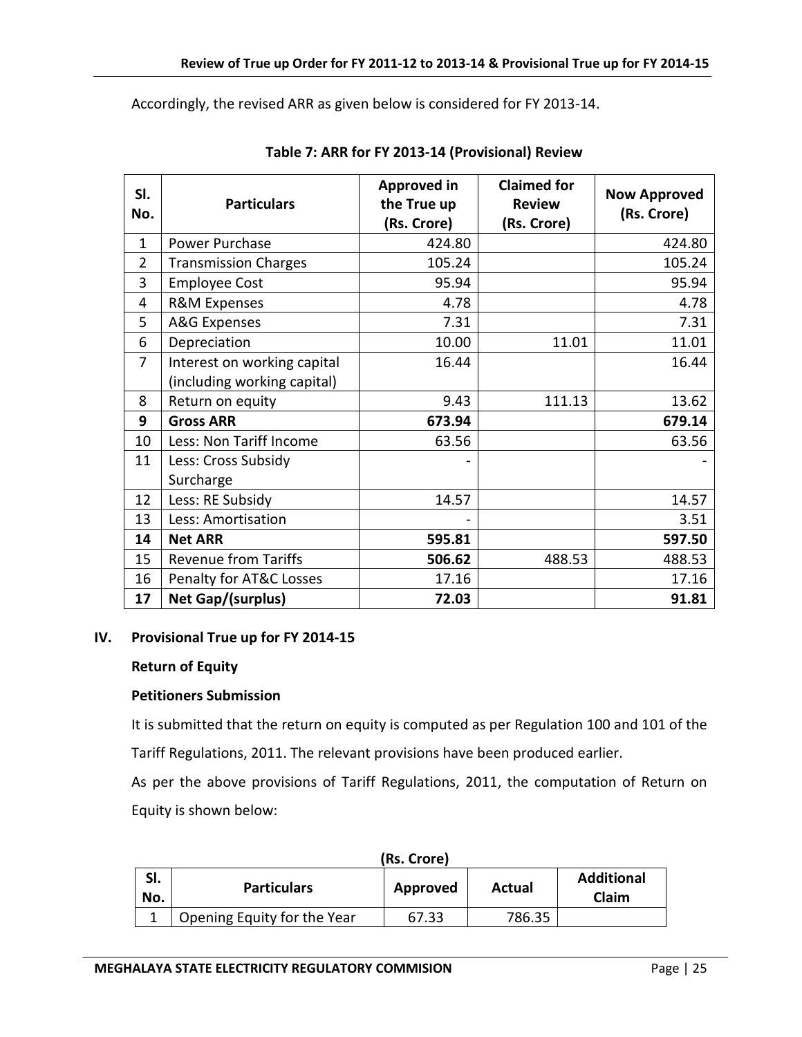Accordingly, the revised ARR as given below is considered for FY 2013-14.

**Table 7: ARR for FY 2013-14 (Provisional) Review**

| Sl. No. | Particulars | Approved in the True up (Rs. Crore) | Claimed for Review (Rs. Crore) | Now Approved (Rs. Crore) |
|---|---|---|---|---|
| 1 | Power Purchase | 424.80 | | 424.80 |
| 2 | Transmission Charges | 105.24 | | 105.24 |
| 3 | Employee Cost | 95.94 | | 95.94 |
| 4 | R&M Expenses | 4.78 | | 4.78 |
| 5 | A&G Expenses | 7.31 | | 7.31 |
| 6 | Depreciation | 10.00 | 11.01 | 11.01 |
| 7 | Interest on working capital (including working capital) | 16.44 | | 16.44 |
| 8 | Return on equity | 9.43 | 111.13 | 13.62 |
| **9** | **Gross ARR** | **673.94** | | **679.14** |
| 10 | Less: Non Tariff Income | 63.56 | | 63.56 |
| 11 | Less: Cross Subsidy Surcharge | - | | - |
| 12 | Less: RE Subsidy | 14.57 | | 14.57 |
| 13 | Less: Amortisation | - | | 3.51 |
| **14** | **Net ARR** | **595.81** | | **597.50** |
| 15 | Revenue from Tariffs | **506.62** | 488.53 | 488.53 |
| 16 | Penalty for AT&C Losses | 17.16 | | 17.16 |
| **17** | **Net Gap/(surplus)** | **72.03** | | **91.81** |

## IV. Provisional True up for FY 2014-15

### Return of Equity

#### Petitioners Submission

It is submitted that the return on equity is computed as per Regulation 100 and 101 of the Tariff Regulations, 2011. The relevant provisions have been produced earlier.

As per the above provisions of Tariff Regulations, 2011, the computation of Return on Equity is shown below:

**(Rs. Crore)**

| Sl. No. | Particulars | Approved | Actual | Additional Claim |
|---|---|---|---|---|
| 1 | Opening Equity for the Year | 67.33 | 786.35 | |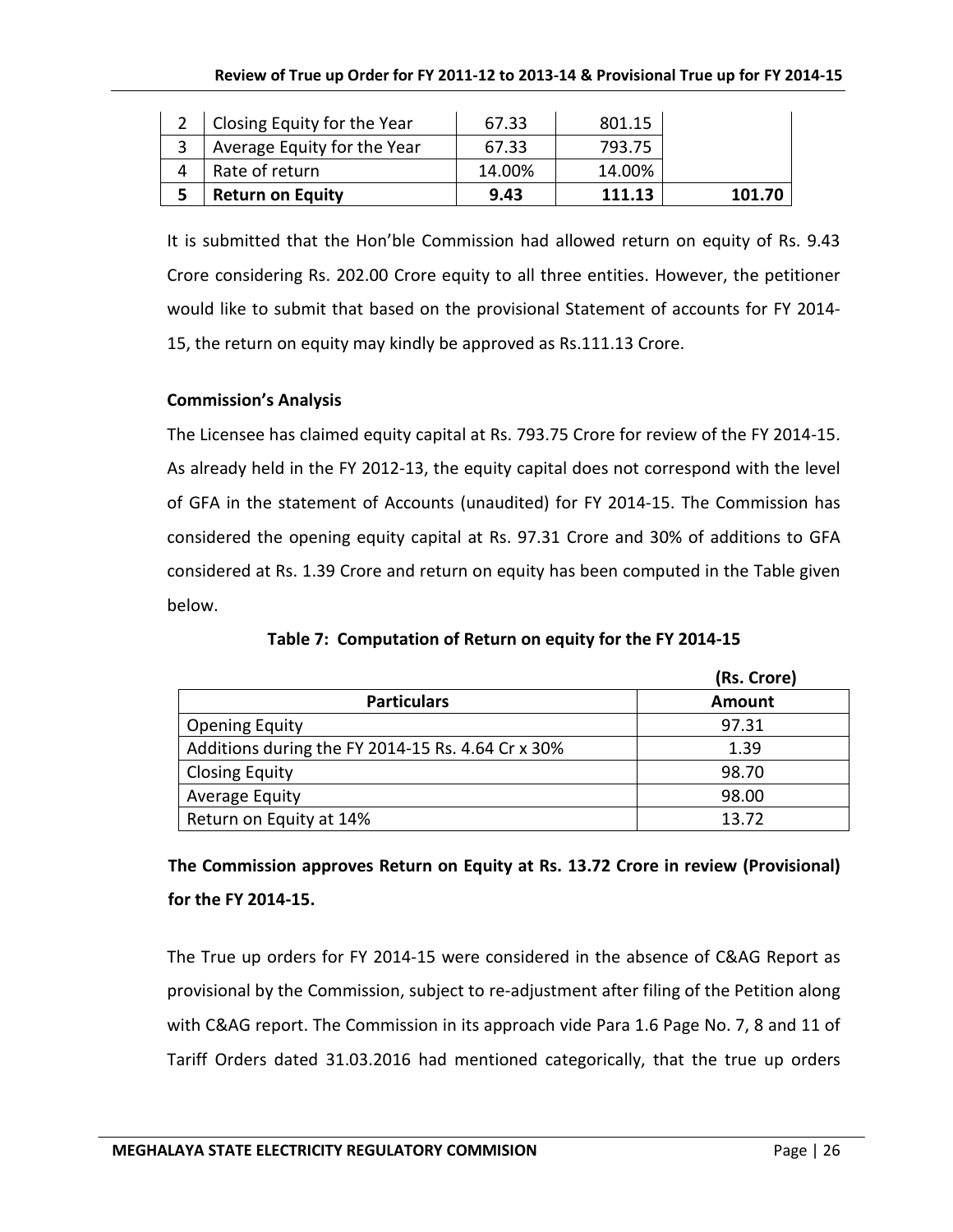| 2 | Closing Equity for the Year | 67.33 | 801.15 | |
|---|---|---|---|---|
| 3 | Average Equity for the Year | 67.33 | 793.75 | |
| 4 | Rate of return | 14.00% | 14.00% | |
| **5** | **Return on Equity** | **9.43** | **111.13** | **101.70** |

It is submitted that the Hon'ble Commission had allowed return on equity of Rs. 9.43 Crore considering Rs. 202.00 Crore equity to all three entities. However, the petitioner would like to submit that based on the provisional Statement of accounts for FY 2014-15, the return on equity may kindly be approved as Rs.111.13 Crore.

**Commission's Analysis**

The Licensee has claimed equity capital at Rs. 793.75 Crore for review of the FY 2014-15. As already held in the FY 2012-13, the equity capital does not correspond with the level of GFA in the statement of Accounts (unaudited) for FY 2014-15. The Commission has considered the opening equity capital at Rs. 97.31 Crore and 30% of additions to GFA considered at Rs. 1.39 Crore and return on equity has been computed in the Table given below.

**Table 7: Computation of Return on equity for the FY 2014-15**

(Rs. Crore)

| Particulars | Amount |
|---|---|
| Opening Equity | 97.31 |
| Additions during the FY 2014-15 Rs. 4.64 Cr x 30% | 1.39 |
| Closing Equity | 98.70 |
| Average Equity | 98.00 |
| Return on Equity at 14% | 13.72 |

**The Commission approves Return on Equity at Rs. 13.72 Crore in review (Provisional) for the FY 2014-15.**

The True up orders for FY 2014-15 were considered in the absence of C&AG Report as provisional by the Commission, subject to re-adjustment after filing of the Petition along with C&AG report. The Commission in its approach vide Para 1.6 Page No. 7, 8 and 11 of Tariff Orders dated 31.03.2016 had mentioned categorically, that the true up orders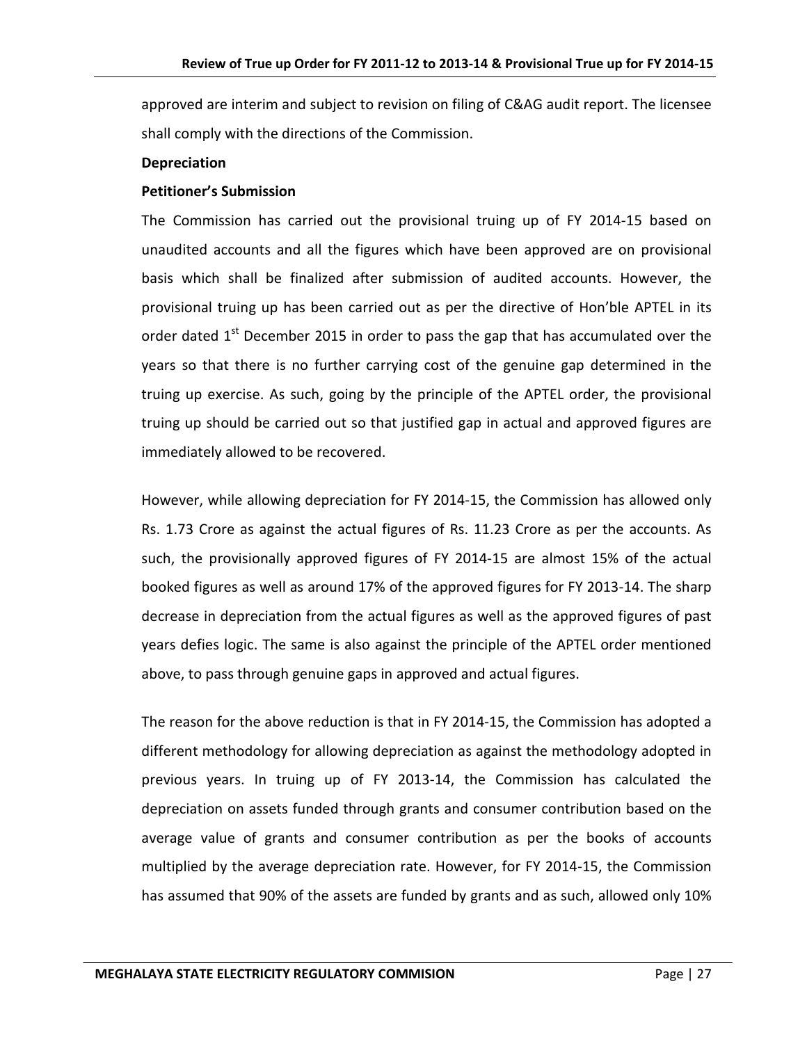approved are interim and subject to revision on filing of C&AG audit report. The licensee shall comply with the directions of the Commission.

**Depreciation**

**Petitioner's Submission**

The Commission has carried out the provisional truing up of FY 2014-15 based on unaudited accounts and all the figures which have been approved are on provisional basis which shall be finalized after submission of audited accounts. However, the provisional truing up has been carried out as per the directive of Hon'ble APTEL in its order dated 1st December 2015 in order to pass the gap that has accumulated over the years so that there is no further carrying cost of the genuine gap determined in the truing up exercise. As such, going by the principle of the APTEL order, the provisional truing up should be carried out so that justified gap in actual and approved figures are immediately allowed to be recovered.

However, while allowing depreciation for FY 2014-15, the Commission has allowed only Rs. 1.73 Crore as against the actual figures of Rs. 11.23 Crore as per the accounts. As such, the provisionally approved figures of FY 2014-15 are almost 15% of the actual booked figures as well as around 17% of the approved figures for FY 2013-14. The sharp decrease in depreciation from the actual figures as well as the approved figures of past years defies logic. The same is also against the principle of the APTEL order mentioned above, to pass through genuine gaps in approved and actual figures.

The reason for the above reduction is that in FY 2014-15, the Commission has adopted a different methodology for allowing depreciation as against the methodology adopted in previous years. In truing up of FY 2013-14, the Commission has calculated the depreciation on assets funded through grants and consumer contribution based on the average value of grants and consumer contribution as per the books of accounts multiplied by the average depreciation rate. However, for FY 2014-15, the Commission has assumed that 90% of the assets are funded by grants and as such, allowed only 10%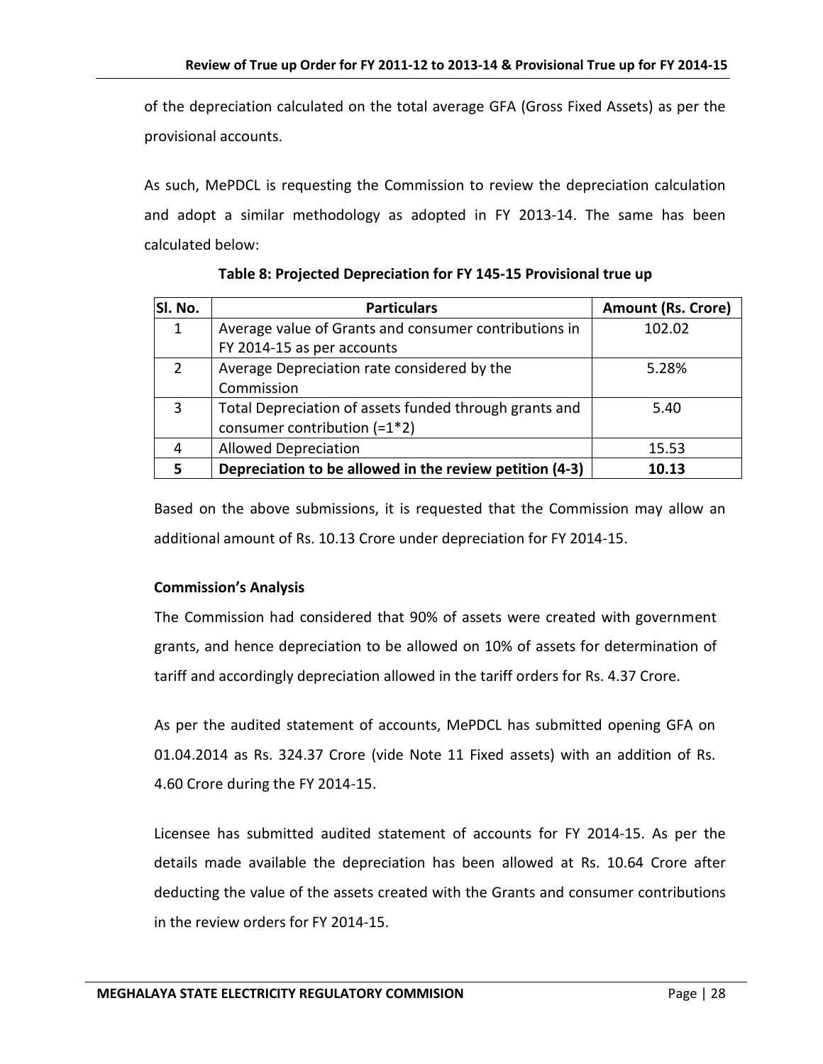of the depreciation calculated on the total average GFA (Gross Fixed Assets) as per the provisional accounts.

As such, MePDCL is requesting the Commission to review the depreciation calculation and adopt a similar methodology as adopted in FY 2013-14. The same has been calculated below:

**Table 8: Projected Depreciation for FY 145-15 Provisional true up**

| Sl. No. | Particulars | Amount (Rs. Crore) |
|---|---|---|
| 1 | Average value of Grants and consumer contributions in FY 2014-15 as per accounts | 102.02 |
| 2 | Average Depreciation rate considered by the Commission | 5.28% |
| 3 | Total Depreciation of assets funded through grants and consumer contribution (=1*2) | 5.40 |
| 4 | Allowed Depreciation | 15.53 |
| **5** | **Depreciation to be allowed in the review petition (4-3)** | **10.13** |

Based on the above submissions, it is requested that the Commission may allow an additional amount of Rs. 10.13 Crore under depreciation for FY 2014-15.

**Commission's Analysis**

The Commission had considered that 90% of assets were created with government grants, and hence depreciation to be allowed on 10% of assets for determination of tariff and accordingly depreciation allowed in the tariff orders for Rs. 4.37 Crore.

As per the audited statement of accounts, MePDCL has submitted opening GFA on 01.04.2014 as Rs. 324.37 Crore (vide Note 11 Fixed assets) with an addition of Rs. 4.60 Crore during the FY 2014-15.

Licensee has submitted audited statement of accounts for FY 2014-15. As per the details made available the depreciation has been allowed at Rs. 10.64 Crore after deducting the value of the assets created with the Grants and consumer contributions in the review orders for FY 2014-15.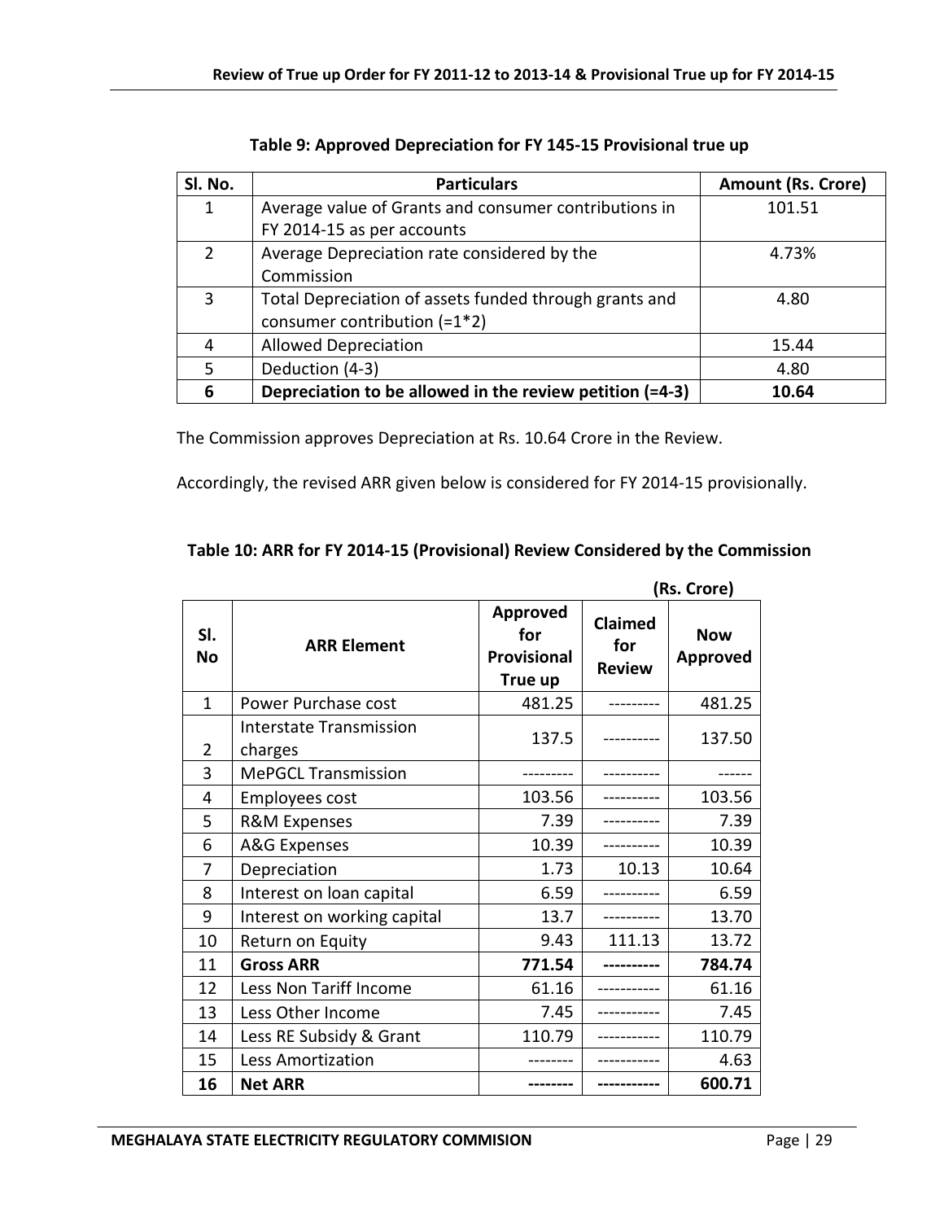**Table 9: Approved Depreciation for FY 145-15 Provisional true up**

| Sl. No. | Particulars | Amount (Rs. Crore) |
|---|---|---|
| 1 | Average value of Grants and consumer contributions in FY 2014-15 as per accounts | 101.51 |
| 2 | Average Depreciation rate considered by the Commission | 4.73% |
| 3 | Total Depreciation of assets funded through grants and consumer contribution (=1*2) | 4.80 |
| 4 | Allowed Depreciation | 15.44 |
| 5 | Deduction (4-3) | 4.80 |
| **6** | **Depreciation to be allowed in the review petition (=4-3)** | **10.64** |

The Commission approves Depreciation at Rs. 10.64 Crore in the Review.

Accordingly, the revised ARR given below is considered for FY 2014-15 provisionally.

**Table 10: ARR for FY 2014-15 (Provisional) Review Considered by the Commission**

(Rs. Crore)

| Sl. No | ARR Element | Approved for Provisional True up | Claimed for Review | Now Approved |
|---|---|---|---|---|
| 1 | Power Purchase cost | 481.25 | --------- | 481.25 |
| 2 | Interstate Transmission charges | 137.5 | ---------- | 137.50 |
| 3 | MePGCL Transmission | --------- | ---------- | ------ |
| 4 | Employees cost | 103.56 | ---------- | 103.56 |
| 5 | R&M Expenses | 7.39 | ---------- | 7.39 |
| 6 | A&G Expenses | 10.39 | ---------- | 10.39 |
| 7 | Depreciation | 1.73 | 10.13 | 10.64 |
| 8 | Interest on loan capital | 6.59 | ---------- | 6.59 |
| 9 | Interest on working capital | 13.7 | ---------- | 13.70 |
| 10 | Return on Equity | 9.43 | 111.13 | 13.72 |
| 11 | **Gross ARR** | **771.54** | **----------** | **784.74** |
| 12 | Less Non Tariff Income | 61.16 | ----------- | 61.16 |
| 13 | Less Other Income | 7.45 | ----------- | 7.45 |
| 14 | Less RE Subsidy & Grant | 110.79 | ----------- | 110.79 |
| 15 | Less Amortization | -------- | ----------- | 4.63 |
| **16** | **Net ARR** | **--------** | **-----------** | **600.71** |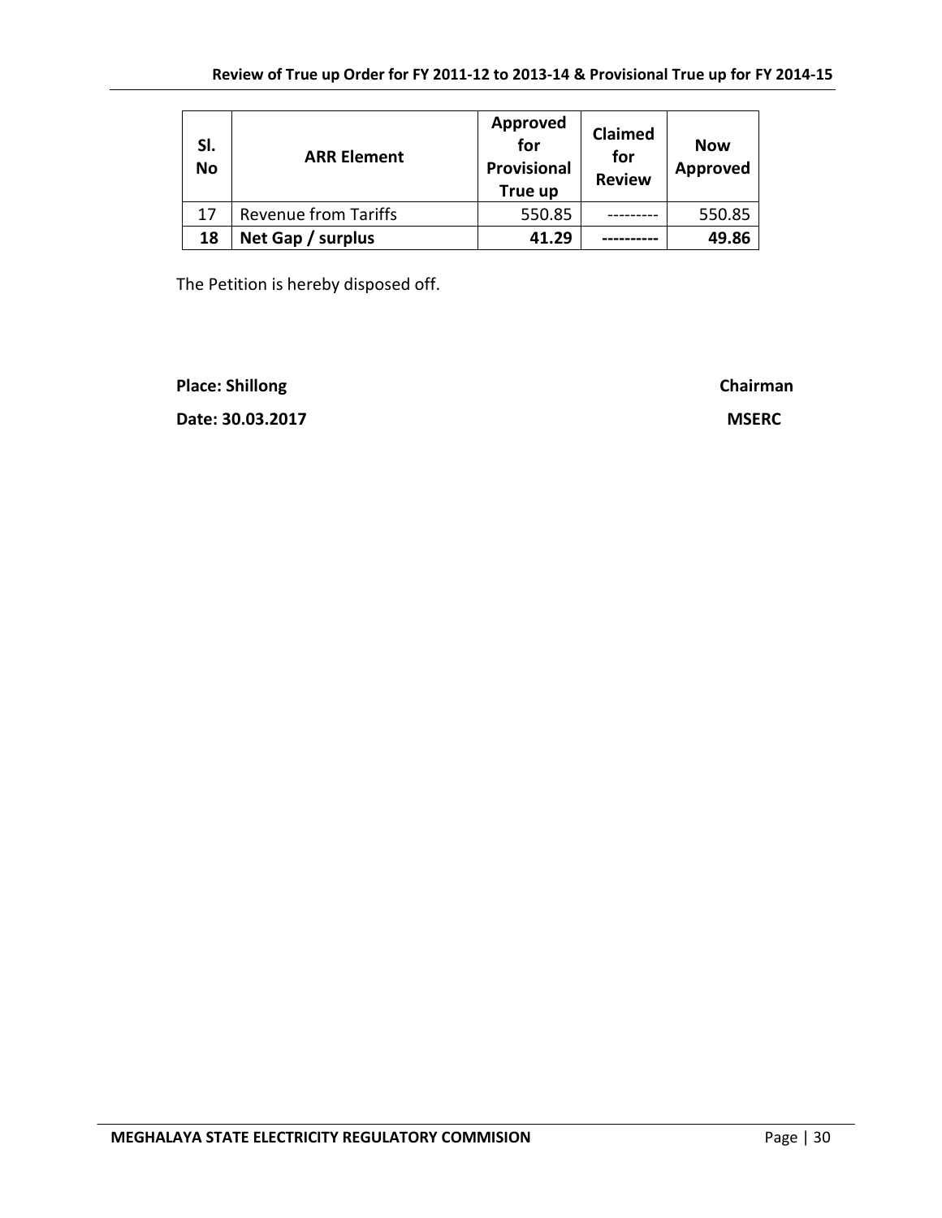| Sl. No | ARR Element | Approved for Provisional True up | Claimed for Review | Now Approved |
|---|---|---|---|---|
| 17 | Revenue from Tariffs | 550.85 | --------- | 550.85 |
| **18** | **Net Gap / surplus** | **41.29** | **----------** | **49.86** |

The Petition is hereby disposed off.

**Place: Shillong** **Chairman**

**Date: 30.03.2017** **MSERC**